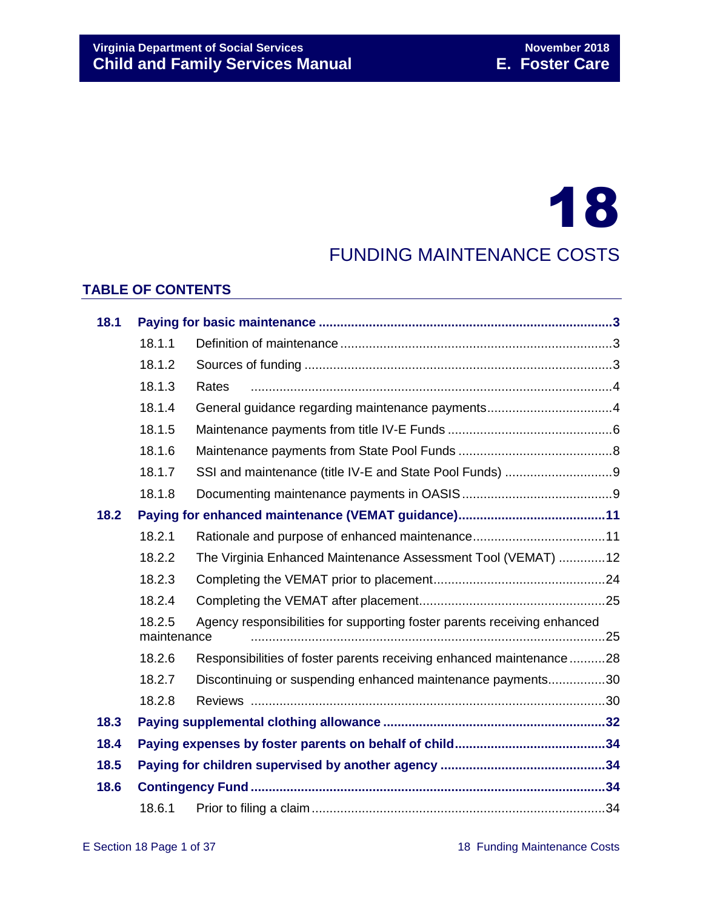# 18

# FUNDING MAINTENANCE COSTS

## TABLE OF CONTENTS

| | | |
|---|---|---|
| **18.1** | **Paying for basic maintenance** | **3** |
| 18.1.1 | Definition of maintenance | 3 |
| 18.1.2 | Sources of funding | 3 |
| 18.1.3 | Rates | 4 |
| 18.1.4 | General guidance regarding maintenance payments | 4 |
| 18.1.5 | Maintenance payments from title IV-E Funds | 6 |
| 18.1.6 | Maintenance payments from State Pool Funds | 8 |
| 18.1.7 | SSI and maintenance (title IV-E and State Pool Funds) | 9 |
| 18.1.8 | Documenting maintenance payments in OASIS | 9 |
| **18.2** | **Paying for enhanced maintenance (VEMAT guidance)** | **11** |
| 18.2.1 | Rationale and purpose of enhanced maintenance | 11 |
| 18.2.2 | The Virginia Enhanced Maintenance Assessment Tool (VEMAT) | 12 |
| 18.2.3 | Completing the VEMAT prior to placement | 24 |
| 18.2.4 | Completing the VEMAT after placement | 25 |
| 18.2.5 | Agency responsibilities for supporting foster parents receiving enhanced maintenance | 25 |
| 18.2.6 | Responsibilities of foster parents receiving enhanced maintenance | 28 |
| 18.2.7 | Discontinuing or suspending enhanced maintenance payments | 30 |
| 18.2.8 | Reviews | 30 |
| **18.3** | **Paying supplemental clothing allowance** | **32** |
| **18.4** | **Paying expenses by foster parents on behalf of child** | **34** |
| **18.5** | **Paying for children supervised by another agency** | **34** |
| **18.6** | **Contingency Fund** | **34** |
| 18.6.1 | Prior to filing a claim | 34 |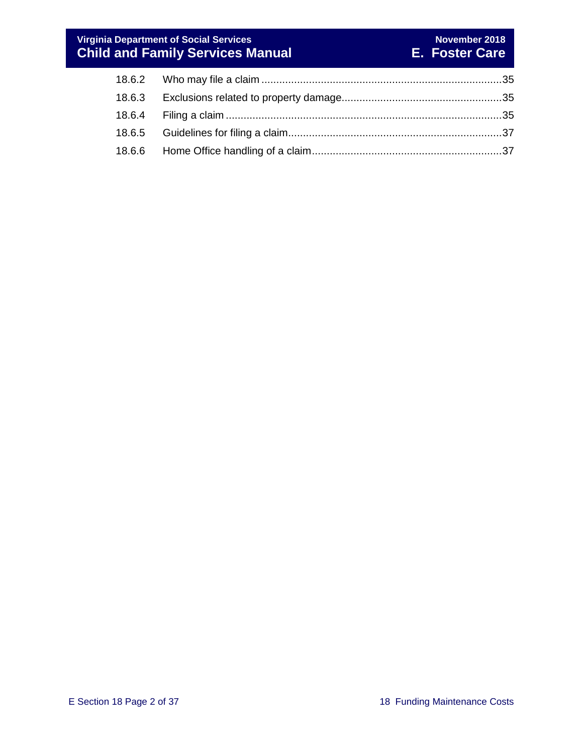| | | |
|---|---|---|
| 18.6.2 | Who may file a claim | 35 |
| 18.6.3 | Exclusions related to property damage | 35 |
| 18.6.4 | Filing a claim | 35 |
| 18.6.5 | Guidelines for filing a claim | 37 |
| 18.6.6 | Home Office handling of a claim | 37 |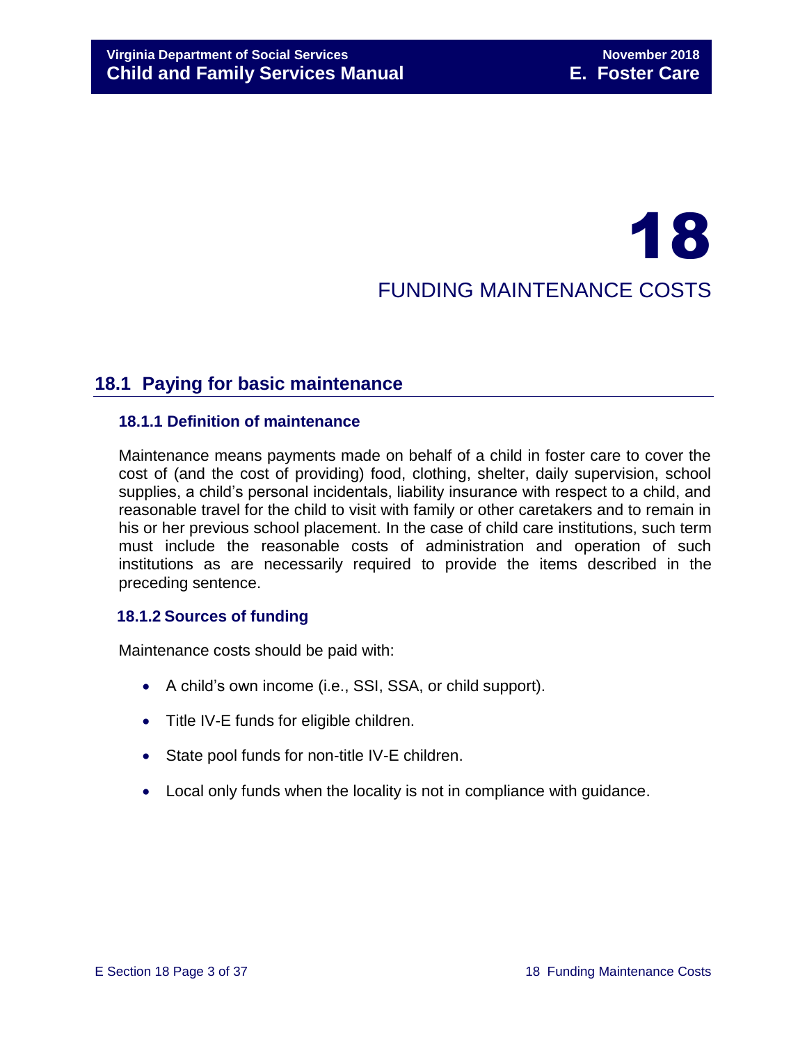# 18

# FUNDING MAINTENANCE COSTS

## 18.1 Paying for basic maintenance

### 18.1.1 Definition of maintenance

Maintenance means payments made on behalf of a child in foster care to cover the cost of (and the cost of providing) food, clothing, shelter, daily supervision, school supplies, a child's personal incidentals, liability insurance with respect to a child, and reasonable travel for the child to visit with family or other caretakers and to remain in his or her previous school placement. In the case of child care institutions, such term must include the reasonable costs of administration and operation of such institutions as are necessarily required to provide the items described in the preceding sentence.

### 18.1.2 Sources of funding

Maintenance costs should be paid with:

- A child's own income (i.e., SSI, SSA, or child support).
- Title IV-E funds for eligible children.
- State pool funds for non-title IV-E children.
- Local only funds when the locality is not in compliance with guidance.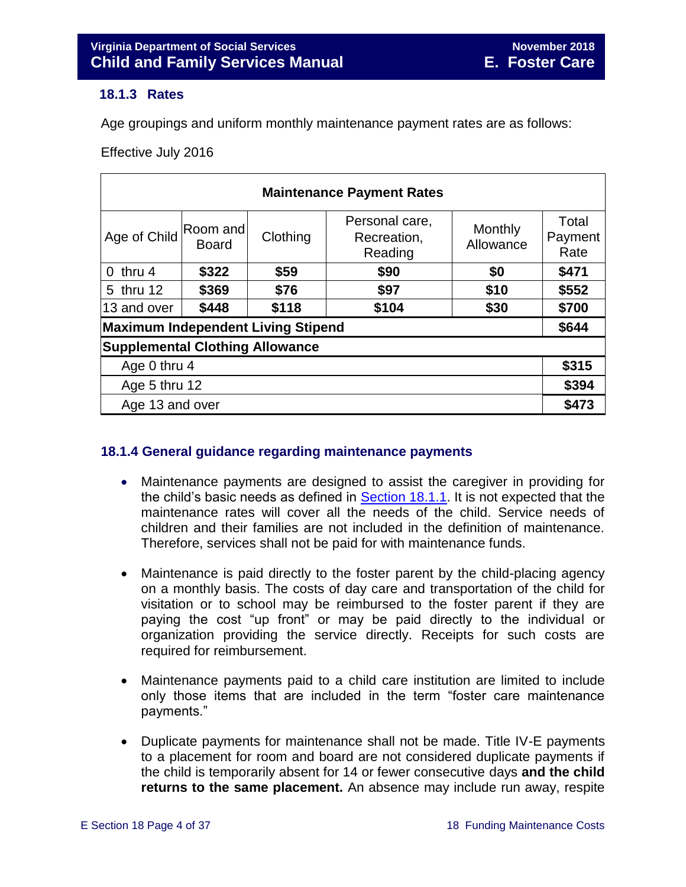### 18.1.3 Rates

Age groupings and uniform monthly maintenance payment rates are as follows:

Effective July 2016

| Maintenance Payment Rates | | | | | |
|---|---|---|---|---|---|
| Age of Child | Room and Board | Clothing | Personal care, Recreation, Reading | Monthly Allowance | Total Payment Rate |
| 0 thru 4 | **$322** | **$59** | **$90** | **$0** | **$471** |
| 5 thru 12 | **$369** | **$76** | **$97** | **$10** | **$552** |
| 13 and over | **$448** | **$118** | **$104** | **$30** | **$700** |
| **Maximum Independent Living Stipend** | | | | | **$644** |
| **Supplemental Clothing Allowance** | | | | | |
| Age 0 thru 4 | | | | | **$315** |
| Age 5 thru 12 | | | | | **$394** |
| Age 13 and over | | | | | **$473** |

### 18.1.4 General guidance regarding maintenance payments

- Maintenance payments are designed to assist the caregiver in providing for the child's basic needs as defined in Section 18.1.1. It is not expected that the maintenance rates will cover all the needs of the child. Service needs of children and their families are not included in the definition of maintenance. Therefore, services shall not be paid for with maintenance funds.

- Maintenance is paid directly to the foster parent by the child-placing agency on a monthly basis. The costs of day care and transportation of the child for visitation or to school may be reimbursed to the foster parent if they are paying the cost "up front" or may be paid directly to the individual or organization providing the service directly. Receipts for such costs are required for reimbursement.

- Maintenance payments paid to a child care institution are limited to include only those items that are included in the term "foster care maintenance payments."

- Duplicate payments for maintenance shall not be made. Title IV-E payments to a placement for room and board are not considered duplicate payments if the child is temporarily absent for 14 or fewer consecutive days **and the child returns to the same placement.** An absence may include run away, respite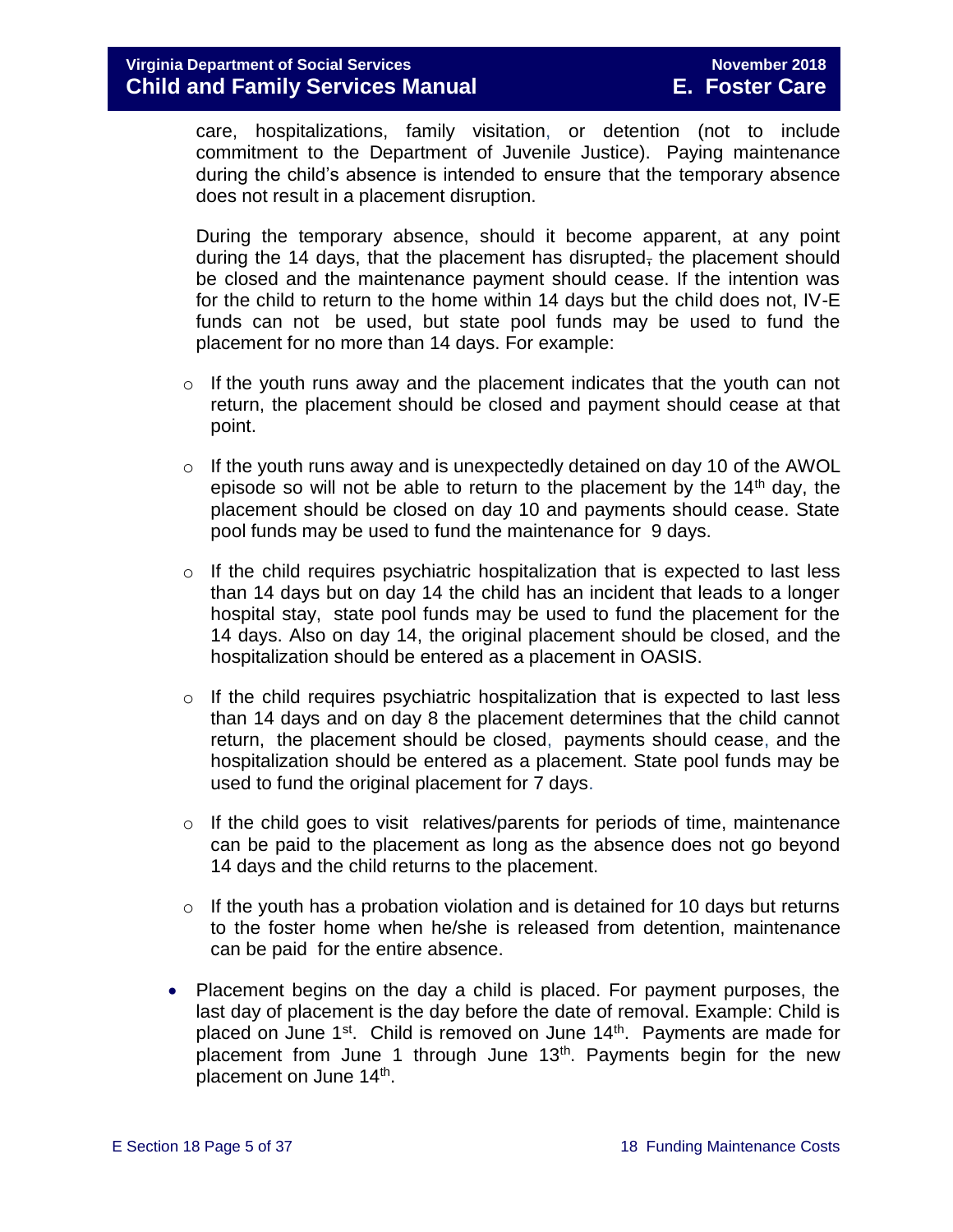care, hospitalizations, family visitation, or detention (not to include commitment to the Department of Juvenile Justice). Paying maintenance during the child's absence is intended to ensure that the temporary absence does not result in a placement disruption.

During the temporary absence, should it become apparent, at any point during the 14 days, that the placement has disrupted, the placement should be closed and the maintenance payment should cease. If the intention was for the child to return to the home within 14 days but the child does not, IV-E funds can not be used, but state pool funds may be used to fund the placement for no more than 14 days. For example:

- If the youth runs away and the placement indicates that the youth can not return, the placement should be closed and payment should cease at that point.
- If the youth runs away and is unexpectedly detained on day 10 of the AWOL episode so will not be able to return to the placement by the 14th day, the placement should be closed on day 10 and payments should cease. State pool funds may be used to fund the maintenance for 9 days.
- If the child requires psychiatric hospitalization that is expected to last less than 14 days but on day 14 the child has an incident that leads to a longer hospital stay, state pool funds may be used to fund the placement for the 14 days. Also on day 14, the original placement should be closed, and the hospitalization should be entered as a placement in OASIS.
- If the child requires psychiatric hospitalization that is expected to last less than 14 days and on day 8 the placement determines that the child cannot return, the placement should be closed, payments should cease, and the hospitalization should be entered as a placement. State pool funds may be used to fund the original placement for 7 days.
- If the child goes to visit relatives/parents for periods of time, maintenance can be paid to the placement as long as the absence does not go beyond 14 days and the child returns to the placement.
- If the youth has a probation violation and is detained for 10 days but returns to the foster home when he/she is released from detention, maintenance can be paid for the entire absence.

- Placement begins on the day a child is placed. For payment purposes, the last day of placement is the day before the date of removal. Example: Child is placed on June 1st. Child is removed on June 14th. Payments are made for placement from June 1 through June 13th. Payments begin for the new placement on June 14th.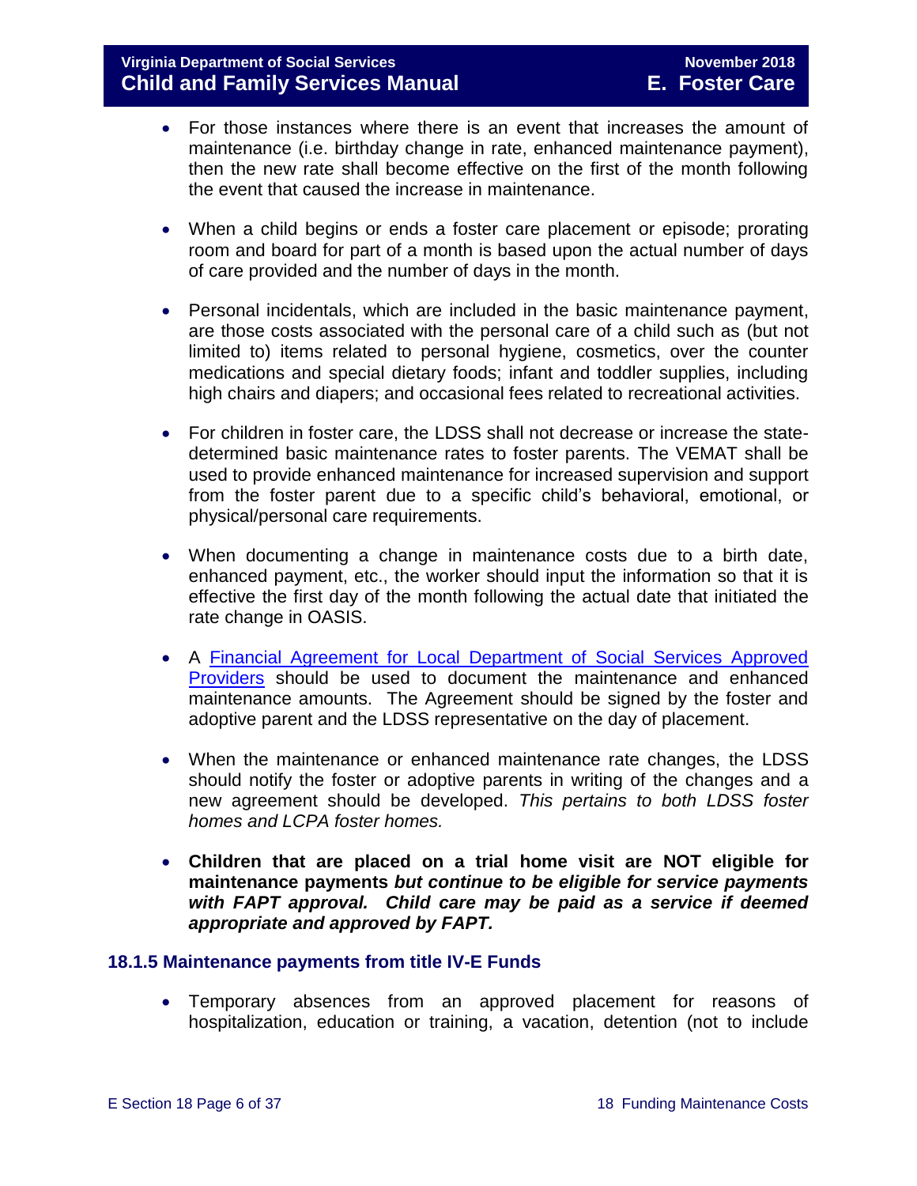- For those instances where there is an event that increases the amount of maintenance (i.e. birthday change in rate, enhanced maintenance payment), then the new rate shall become effective on the first of the month following the event that caused the increase in maintenance.

- When a child begins or ends a foster care placement or episode; prorating room and board for part of a month is based upon the actual number of days of care provided and the number of days in the month.

- Personal incidentals, which are included in the basic maintenance payment, are those costs associated with the personal care of a child such as (but not limited to) items related to personal hygiene, cosmetics, over the counter medications and special dietary foods; infant and toddler supplies, including high chairs and diapers; and occasional fees related to recreational activities.

- For children in foster care, the LDSS shall not decrease or increase the state-determined basic maintenance rates to foster parents. The VEMAT shall be used to provide enhanced maintenance for increased supervision and support from the foster parent due to a specific child's behavioral, emotional, or physical/personal care requirements.

- When documenting a change in maintenance costs due to a birth date, enhanced payment, etc., the worker should input the information so that it is effective the first day of the month following the actual date that initiated the rate change in OASIS.

- A Financial Agreement for Local Department of Social Services Approved Providers should be used to document the maintenance and enhanced maintenance amounts. The Agreement should be signed by the foster and adoptive parent and the LDSS representative on the day of placement.

- When the maintenance or enhanced maintenance rate changes, the LDSS should notify the foster or adoptive parents in writing of the changes and a new agreement should be developed. *This pertains to both LDSS foster homes and LCPA foster homes.*

- **Children that are placed on a trial home visit are NOT eligible for maintenance payments *but continue to be eligible for service payments with FAPT approval. Child care may be paid as a service if deemed appropriate and approved by FAPT.***

### 18.1.5 Maintenance payments from title IV-E Funds

- Temporary absences from an approved placement for reasons of hospitalization, education or training, a vacation, detention (not to include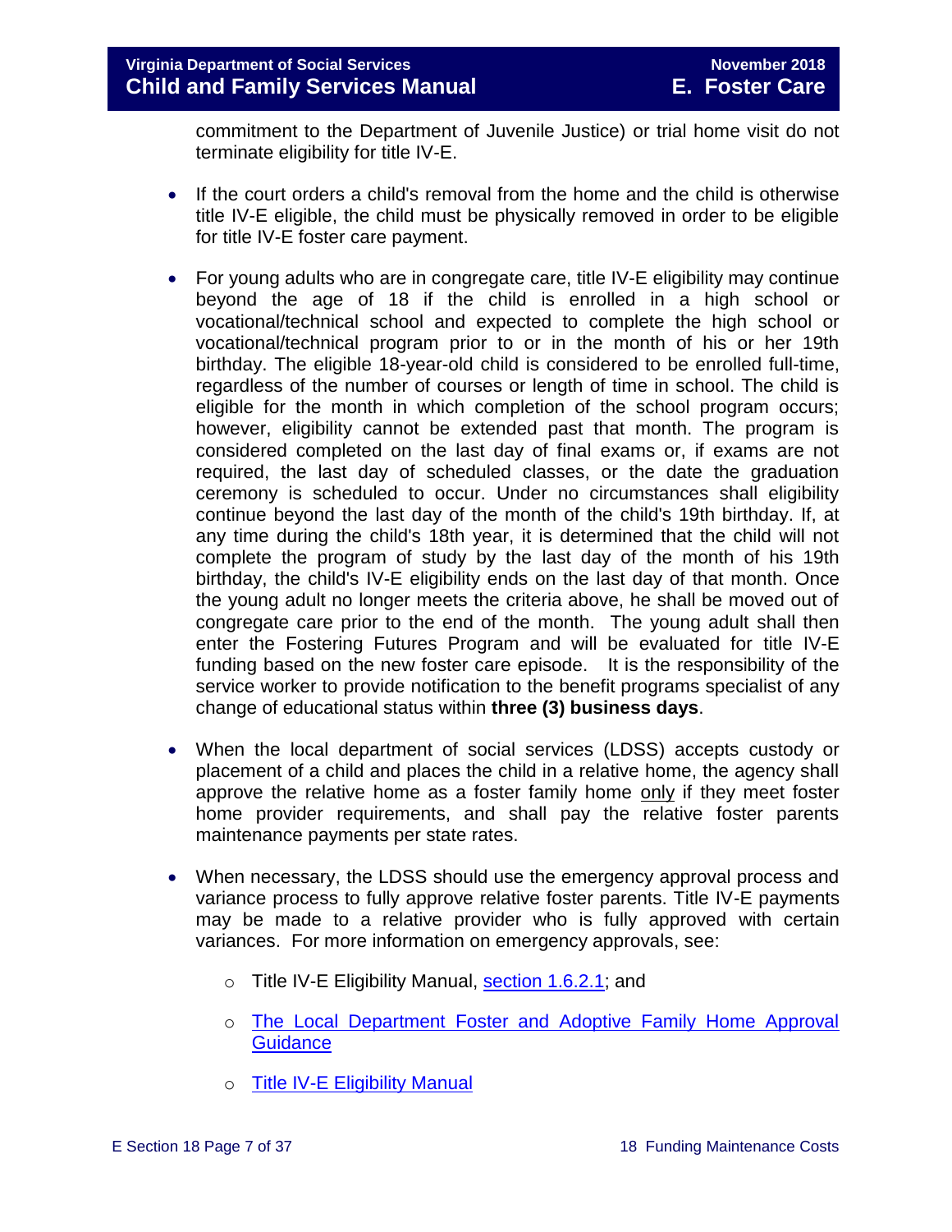commitment to the Department of Juvenile Justice) or trial home visit do not terminate eligibility for title IV-E.

- If the court orders a child's removal from the home and the child is otherwise title IV-E eligible, the child must be physically removed in order to be eligible for title IV-E foster care payment.

- For young adults who are in congregate care, title IV-E eligibility may continue beyond the age of 18 if the child is enrolled in a high school or vocational/technical school and expected to complete the high school or vocational/technical program prior to or in the month of his or her 19th birthday. The eligible 18-year-old child is considered to be enrolled full-time, regardless of the number of courses or length of time in school. The child is eligible for the month in which completion of the school program occurs; however, eligibility cannot be extended past that month. The program is considered completed on the last day of final exams or, if exams are not required, the last day of scheduled classes, or the date the graduation ceremony is scheduled to occur. Under no circumstances shall eligibility continue beyond the last day of the month of the child's 19th birthday. If, at any time during the child's 18th year, it is determined that the child will not complete the program of study by the last day of the month of his 19th birthday, the child's IV-E eligibility ends on the last day of that month. Once the young adult no longer meets the criteria above, he shall be moved out of congregate care prior to the end of the month. The young adult shall then enter the Fostering Futures Program and will be evaluated for title IV-E funding based on the new foster care episode. It is the responsibility of the service worker to provide notification to the benefit programs specialist of any change of educational status within **three (3) business days**.

- When the local department of social services (LDSS) accepts custody or placement of a child and places the child in a relative home, the agency shall approve the relative home as a foster family home only if they meet foster home provider requirements, and shall pay the relative foster parents maintenance payments per state rates.

- When necessary, the LDSS should use the emergency approval process and variance process to fully approve relative foster parents. Title IV-E payments may be made to a relative provider who is fully approved with certain variances. For more information on emergency approvals, see:
  - Title IV-E Eligibility Manual, section 1.6.2.1; and
  - The Local Department Foster and Adoptive Family Home Approval Guidance
  - Title IV-E Eligibility Manual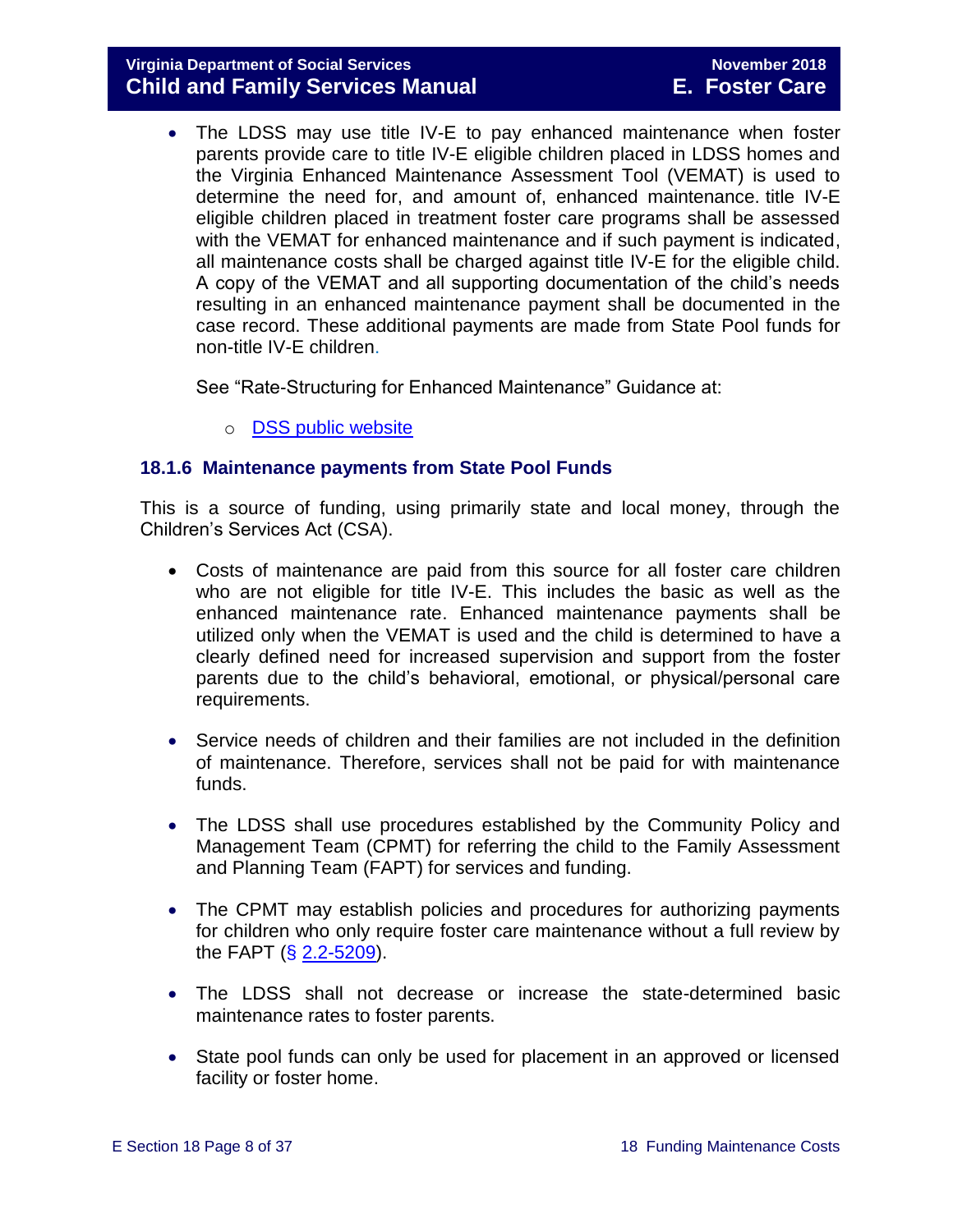- The LDSS may use title IV-E to pay enhanced maintenance when foster parents provide care to title IV-E eligible children placed in LDSS homes and the Virginia Enhanced Maintenance Assessment Tool (VEMAT) is used to determine the need for, and amount of, enhanced maintenance. title IV-E eligible children placed in treatment foster care programs shall be assessed with the VEMAT for enhanced maintenance and if such payment is indicated, all maintenance costs shall be charged against title IV-E for the eligible child. A copy of the VEMAT and all supporting documentation of the child's needs resulting in an enhanced maintenance payment shall be documented in the case record. These additional payments are made from State Pool funds for non-title IV-E children.

  See "Rate-Structuring for Enhanced Maintenance" Guidance at:

  - DSS public website

### 18.1.6 Maintenance payments from State Pool Funds

This is a source of funding, using primarily state and local money, through the Children's Services Act (CSA).

- Costs of maintenance are paid from this source for all foster care children who are not eligible for title IV-E. This includes the basic as well as the enhanced maintenance rate. Enhanced maintenance payments shall be utilized only when the VEMAT is used and the child is determined to have a clearly defined need for increased supervision and support from the foster parents due to the child's behavioral, emotional, or physical/personal care requirements.

- Service needs of children and their families are not included in the definition of maintenance. Therefore, services shall not be paid for with maintenance funds.

- The LDSS shall use procedures established by the Community Policy and Management Team (CPMT) for referring the child to the Family Assessment and Planning Team (FAPT) for services and funding.

- The CPMT may establish policies and procedures for authorizing payments for children who only require foster care maintenance without a full review by the FAPT (§ 2.2-5209).

- The LDSS shall not decrease or increase the state-determined basic maintenance rates to foster parents.

- State pool funds can only be used for placement in an approved or licensed facility or foster home.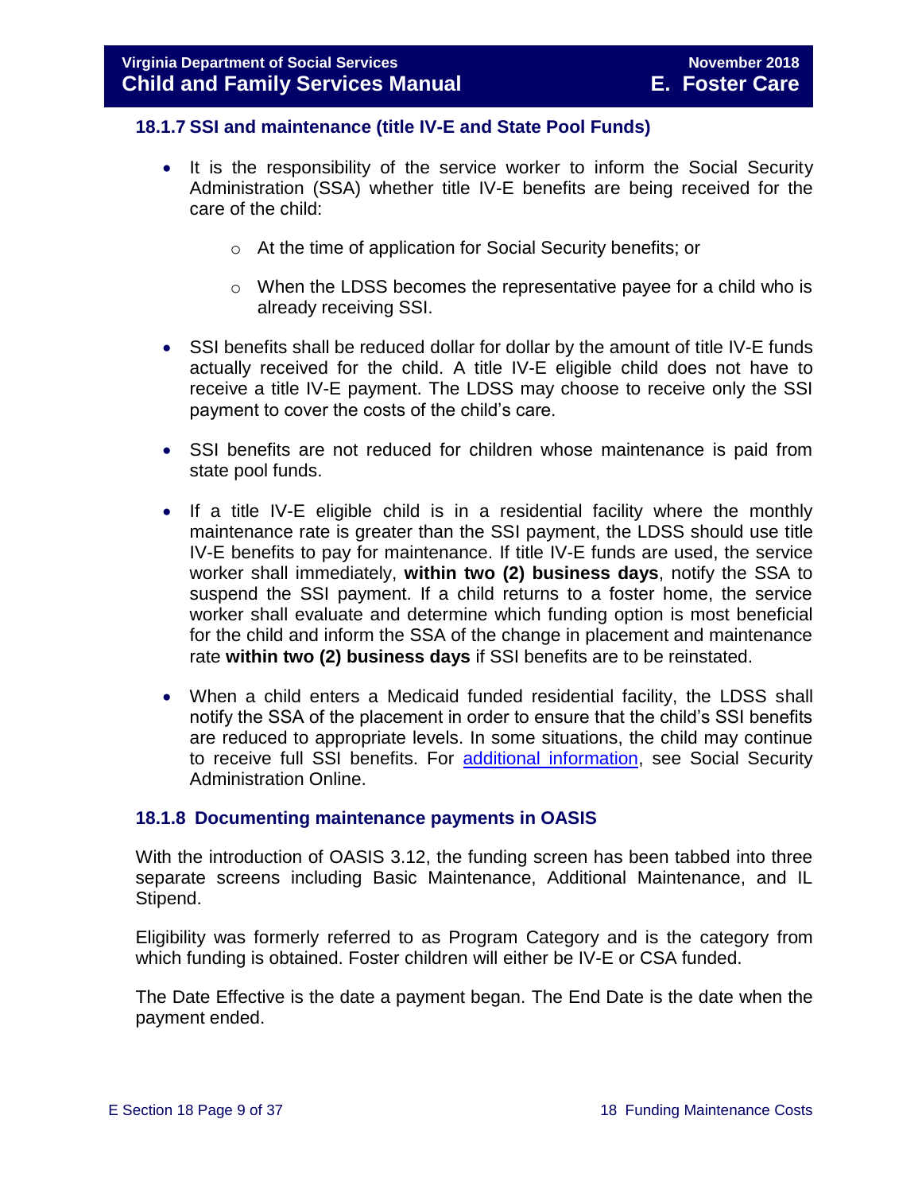### 18.1.7 SSI and maintenance (title IV-E and State Pool Funds)

- It is the responsibility of the service worker to inform the Social Security Administration (SSA) whether title IV-E benefits are being received for the care of the child:
    - At the time of application for Social Security benefits; or
    - When the LDSS becomes the representative payee for a child who is already receiving SSI.
- SSI benefits shall be reduced dollar for dollar by the amount of title IV-E funds actually received for the child. A title IV-E eligible child does not have to receive a title IV-E payment. The LDSS may choose to receive only the SSI payment to cover the costs of the child's care.
- SSI benefits are not reduced for children whose maintenance is paid from state pool funds.
- If a title IV-E eligible child is in a residential facility where the monthly maintenance rate is greater than the SSI payment, the LDSS should use title IV-E benefits to pay for maintenance. If title IV-E funds are used, the service worker shall immediately, **within two (2) business days**, notify the SSA to suspend the SSI payment. If a child returns to a foster home, the service worker shall evaluate and determine which funding option is most beneficial for the child and inform the SSA of the change in placement and maintenance rate **within two (2) business days** if SSI benefits are to be reinstated.
- When a child enters a Medicaid funded residential facility, the LDSS shall notify the SSA of the placement in order to ensure that the child's SSI benefits are reduced to appropriate levels. In some situations, the child may continue to receive full SSI benefits. For additional information, see Social Security Administration Online.

### 18.1.8 Documenting maintenance payments in OASIS

With the introduction of OASIS 3.12, the funding screen has been tabbed into three separate screens including Basic Maintenance, Additional Maintenance, and IL Stipend.

Eligibility was formerly referred to as Program Category and is the category from which funding is obtained. Foster children will either be IV-E or CSA funded.

The Date Effective is the date a payment began. The End Date is the date when the payment ended.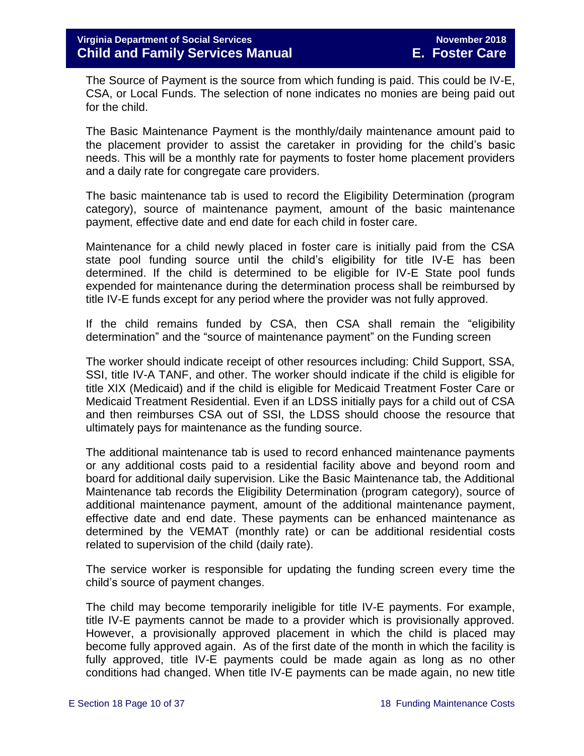The Source of Payment is the source from which funding is paid. This could be IV-E, CSA, or Local Funds. The selection of none indicates no monies are being paid out for the child.

The Basic Maintenance Payment is the monthly/daily maintenance amount paid to the placement provider to assist the caretaker in providing for the child's basic needs. This will be a monthly rate for payments to foster home placement providers and a daily rate for congregate care providers.

The basic maintenance tab is used to record the Eligibility Determination (program category), source of maintenance payment, amount of the basic maintenance payment, effective date and end date for each child in foster care.

Maintenance for a child newly placed in foster care is initially paid from the CSA state pool funding source until the child's eligibility for title IV-E has been determined. If the child is determined to be eligible for IV-E State pool funds expended for maintenance during the determination process shall be reimbursed by title IV-E funds except for any period where the provider was not fully approved.

If the child remains funded by CSA, then CSA shall remain the "eligibility determination" and the "source of maintenance payment" on the Funding screen

The worker should indicate receipt of other resources including: Child Support, SSA, SSI, title IV-A TANF, and other. The worker should indicate if the child is eligible for title XIX (Medicaid) and if the child is eligible for Medicaid Treatment Foster Care or Medicaid Treatment Residential. Even if an LDSS initially pays for a child out of CSA and then reimburses CSA out of SSI, the LDSS should choose the resource that ultimately pays for maintenance as the funding source.

The additional maintenance tab is used to record enhanced maintenance payments or any additional costs paid to a residential facility above and beyond room and board for additional daily supervision. Like the Basic Maintenance tab, the Additional Maintenance tab records the Eligibility Determination (program category), source of additional maintenance payment, amount of the additional maintenance payment, effective date and end date. These payments can be enhanced maintenance as determined by the VEMAT (monthly rate) or can be additional residential costs related to supervision of the child (daily rate).

The service worker is responsible for updating the funding screen every time the child's source of payment changes.

The child may become temporarily ineligible for title IV-E payments. For example, title IV-E payments cannot be made to a provider which is provisionally approved. However, a provisionally approved placement in which the child is placed may become fully approved again. As of the first date of the month in which the facility is fully approved, title IV-E payments could be made again as long as no other conditions had changed. When title IV-E payments can be made again, no new title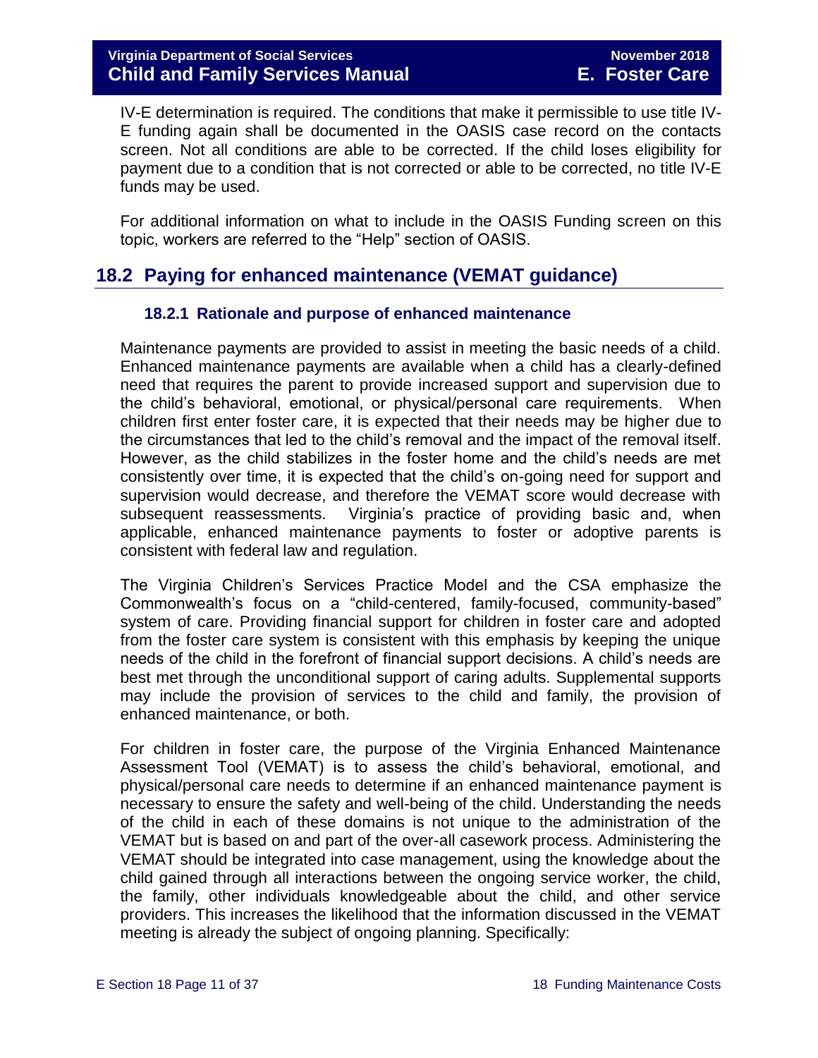IV-E determination is required. The conditions that make it permissible to use title IV-E funding again shall be documented in the OASIS case record on the contacts screen. Not all conditions are able to be corrected. If the child loses eligibility for payment due to a condition that is not corrected or able to be corrected, no title IV-E funds may be used.

For additional information on what to include in the OASIS Funding screen on this topic, workers are referred to the "Help" section of OASIS.

## 18.2 Paying for enhanced maintenance (VEMAT guidance)

### 18.2.1 Rationale and purpose of enhanced maintenance

Maintenance payments are provided to assist in meeting the basic needs of a child. Enhanced maintenance payments are available when a child has a clearly-defined need that requires the parent to provide increased support and supervision due to the child's behavioral, emotional, or physical/personal care requirements. When children first enter foster care, it is expected that their needs may be higher due to the circumstances that led to the child's removal and the impact of the removal itself. However, as the child stabilizes in the foster home and the child's needs are met consistently over time, it is expected that the child's on-going need for support and supervision would decrease, and therefore the VEMAT score would decrease with subsequent reassessments. Virginia's practice of providing basic and, when applicable, enhanced maintenance payments to foster or adoptive parents is consistent with federal law and regulation.

The Virginia Children's Services Practice Model and the CSA emphasize the Commonwealth's focus on a "child-centered, family-focused, community-based" system of care. Providing financial support for children in foster care and adopted from the foster care system is consistent with this emphasis by keeping the unique needs of the child in the forefront of financial support decisions. A child's needs are best met through the unconditional support of caring adults. Supplemental supports may include the provision of services to the child and family, the provision of enhanced maintenance, or both.

For children in foster care, the purpose of the Virginia Enhanced Maintenance Assessment Tool (VEMAT) is to assess the child's behavioral, emotional, and physical/personal care needs to determine if an enhanced maintenance payment is necessary to ensure the safety and well-being of the child. Understanding the needs of the child in each of these domains is not unique to the administration of the VEMAT but is based on and part of the over-all casework process. Administering the VEMAT should be integrated into case management, using the knowledge about the child gained through all interactions between the ongoing service worker, the child, the family, other individuals knowledgeable about the child, and other service providers. This increases the likelihood that the information discussed in the VEMAT meeting is already the subject of ongoing planning. Specifically: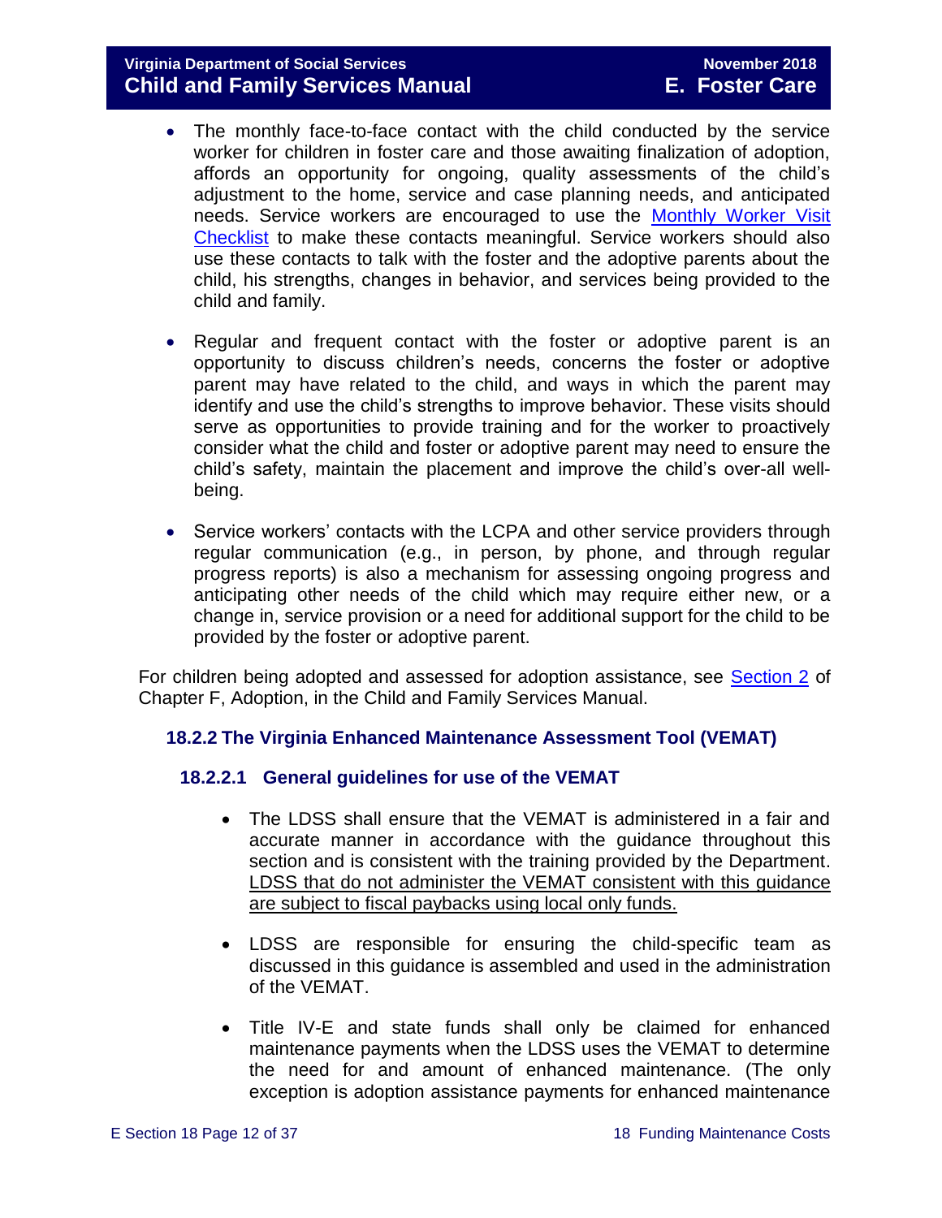- The monthly face-to-face contact with the child conducted by the service worker for children in foster care and those awaiting finalization of adoption, affords an opportunity for ongoing, quality assessments of the child's adjustment to the home, service and case planning needs, and anticipated needs. Service workers are encouraged to use the Monthly Worker Visit Checklist to make these contacts meaningful. Service workers should also use these contacts to talk with the foster and the adoptive parents about the child, his strengths, changes in behavior, and services being provided to the child and family.

- Regular and frequent contact with the foster or adoptive parent is an opportunity to discuss children's needs, concerns the foster or adoptive parent may have related to the child, and ways in which the parent may identify and use the child's strengths to improve behavior. These visits should serve as opportunities to provide training and for the worker to proactively consider what the child and foster or adoptive parent may need to ensure the child's safety, maintain the placement and improve the child's over-all well-being.

- Service workers' contacts with the LCPA and other service providers through regular communication (e.g., in person, by phone, and through regular progress reports) is also a mechanism for assessing ongoing progress and anticipating other needs of the child which may require either new, or a change in, service provision or a need for additional support for the child to be provided by the foster or adoptive parent.

For children being adopted and assessed for adoption assistance, see Section 2 of Chapter F, Adoption, in the Child and Family Services Manual.

### 18.2.2 The Virginia Enhanced Maintenance Assessment Tool (VEMAT)

#### 18.2.2.1 General guidelines for use of the VEMAT

- The LDSS shall ensure that the VEMAT is administered in a fair and accurate manner in accordance with the guidance throughout this section and is consistent with the training provided by the Department. <u>LDSS that do not administer the VEMAT consistent with this guidance are subject to fiscal paybacks using local only funds.</u>

- LDSS are responsible for ensuring the child-specific team as discussed in this guidance is assembled and used in the administration of the VEMAT.

- Title IV-E and state funds shall only be claimed for enhanced maintenance payments when the LDSS uses the VEMAT to determine the need for and amount of enhanced maintenance. (The only exception is adoption assistance payments for enhanced maintenance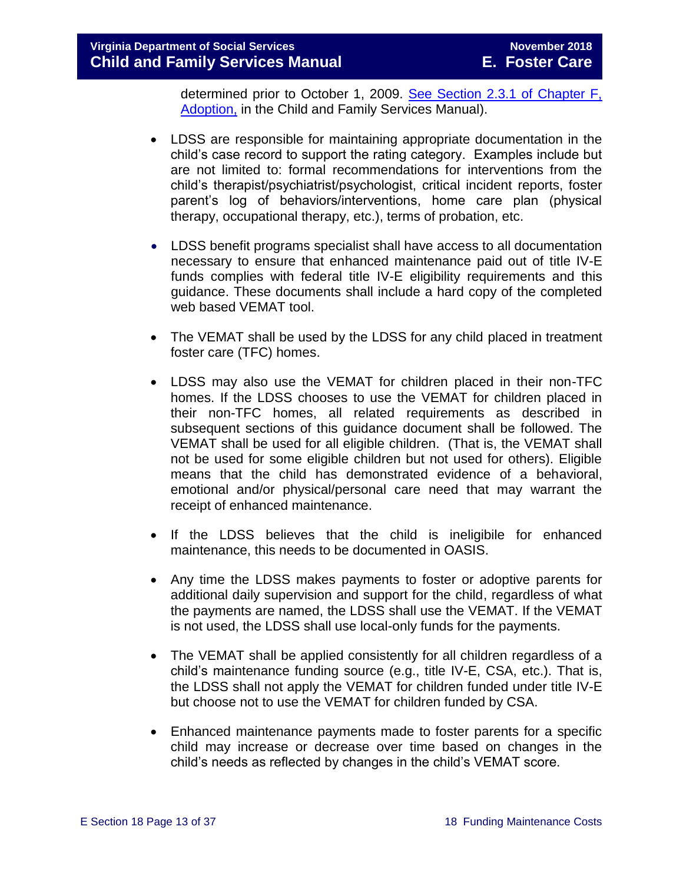determined prior to October 1, 2009. [See Section 2.3.1 of Chapter F, Adoption,](#) in the Child and Family Services Manual).

- LDSS are responsible for maintaining appropriate documentation in the child's case record to support the rating category. Examples include but are not limited to: formal recommendations for interventions from the child's therapist/psychiatrist/psychologist, critical incident reports, foster parent's log of behaviors/interventions, home care plan (physical therapy, occupational therapy, etc.), terms of probation, etc.

- LDSS benefit programs specialist shall have access to all documentation necessary to ensure that enhanced maintenance paid out of title IV-E funds complies with federal title IV-E eligibility requirements and this guidance. These documents shall include a hard copy of the completed web based VEMAT tool.

- The VEMAT shall be used by the LDSS for any child placed in treatment foster care (TFC) homes.

- LDSS may also use the VEMAT for children placed in their non-TFC homes. If the LDSS chooses to use the VEMAT for children placed in their non-TFC homes, all related requirements as described in subsequent sections of this guidance document shall be followed. The VEMAT shall be used for all eligible children. (That is, the VEMAT shall not be used for some eligible children but not used for others). Eligible means that the child has demonstrated evidence of a behavioral, emotional and/or physical/personal care need that may warrant the receipt of enhanced maintenance.

- If the LDSS believes that the child is ineligibile for enhanced maintenance, this needs to be documented in OASIS.

- Any time the LDSS makes payments to foster or adoptive parents for additional daily supervision and support for the child, regardless of what the payments are named, the LDSS shall use the VEMAT. If the VEMAT is not used, the LDSS shall use local-only funds for the payments.

- The VEMAT shall be applied consistently for all children regardless of a child's maintenance funding source (e.g., title IV-E, CSA, etc.). That is, the LDSS shall not apply the VEMAT for children funded under title IV-E but choose not to use the VEMAT for children funded by CSA.

- Enhanced maintenance payments made to foster parents for a specific child may increase or decrease over time based on changes in the child's needs as reflected by changes in the child's VEMAT score.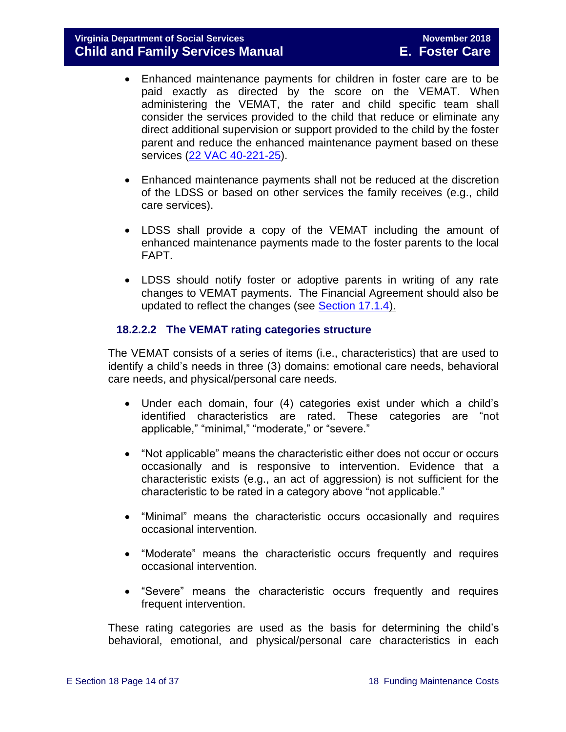- Enhanced maintenance payments for children in foster care are to be paid exactly as directed by the score on the VEMAT. When administering the VEMAT, the rater and child specific team shall consider the services provided to the child that reduce or eliminate any direct additional supervision or support provided to the child by the foster parent and reduce the enhanced maintenance payment based on these services (22 VAC 40-221-25).

- Enhanced maintenance payments shall not be reduced at the discretion of the LDSS or based on other services the family receives (e.g., child care services).

- LDSS shall provide a copy of the VEMAT including the amount of enhanced maintenance payments made to the foster parents to the local FAPT.

- LDSS should notify foster or adoptive parents in writing of any rate changes to VEMAT payments. The Financial Agreement should also be updated to reflect the changes (see Section 17.1.4).

### 18.2.2.2 The VEMAT rating categories structure

The VEMAT consists of a series of items (i.e., characteristics) that are used to identify a child's needs in three (3) domains: emotional care needs, behavioral care needs, and physical/personal care needs.

- Under each domain, four (4) categories exist under which a child's identified characteristics are rated. These categories are "not applicable," "minimal," "moderate," or "severe."

- "Not applicable" means the characteristic either does not occur or occurs occasionally and is responsive to intervention. Evidence that a characteristic exists (e.g., an act of aggression) is not sufficient for the characteristic to be rated in a category above "not applicable."

- "Minimal" means the characteristic occurs occasionally and requires occasional intervention.

- "Moderate" means the characteristic occurs frequently and requires occasional intervention.

- "Severe" means the characteristic occurs frequently and requires frequent intervention.

These rating categories are used as the basis for determining the child's behavioral, emotional, and physical/personal care characteristics in each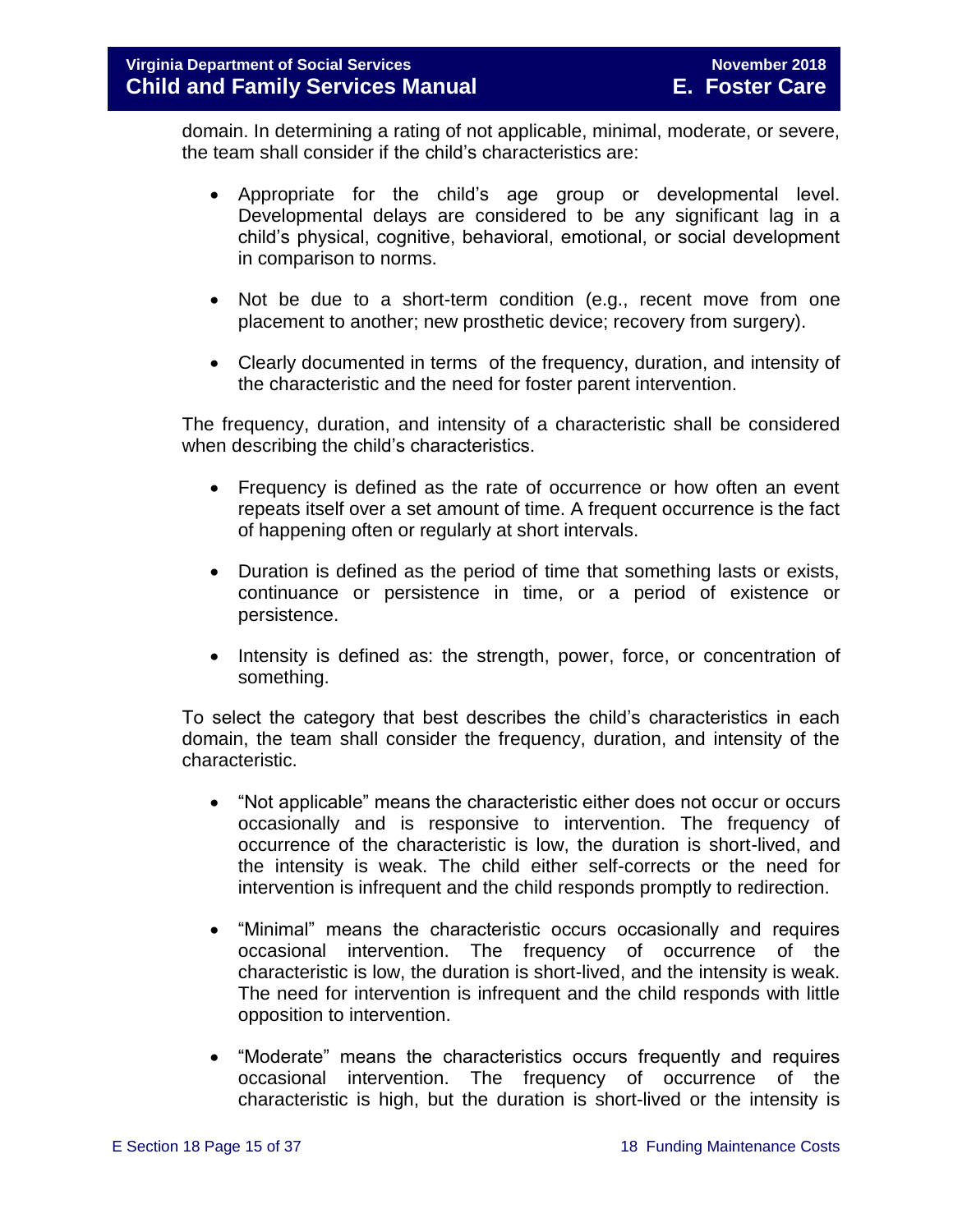domain. In determining a rating of not applicable, minimal, moderate, or severe, the team shall consider if the child's characteristics are:

- Appropriate for the child's age group or developmental level. Developmental delays are considered to be any significant lag in a child's physical, cognitive, behavioral, emotional, or social development in comparison to norms.
- Not be due to a short-term condition (e.g., recent move from one placement to another; new prosthetic device; recovery from surgery).
- Clearly documented in terms of the frequency, duration, and intensity of the characteristic and the need for foster parent intervention.

The frequency, duration, and intensity of a characteristic shall be considered when describing the child's characteristics.

- Frequency is defined as the rate of occurrence or how often an event repeats itself over a set amount of time. A frequent occurrence is the fact of happening often or regularly at short intervals.
- Duration is defined as the period of time that something lasts or exists, continuance or persistence in time, or a period of existence or persistence.
- Intensity is defined as: the strength, power, force, or concentration of something.

To select the category that best describes the child's characteristics in each domain, the team shall consider the frequency, duration, and intensity of the characteristic.

- "Not applicable" means the characteristic either does not occur or occurs occasionally and is responsive to intervention. The frequency of occurrence of the characteristic is low, the duration is short-lived, and the intensity is weak. The child either self-corrects or the need for intervention is infrequent and the child responds promptly to redirection.
- "Minimal" means the characteristic occurs occasionally and requires occasional intervention. The frequency of occurrence of the characteristic is low, the duration is short-lived, and the intensity is weak. The need for intervention is infrequent and the child responds with little opposition to intervention.
- "Moderate" means the characteristics occurs frequently and requires occasional intervention. The frequency of occurrence of the characteristic is high, but the duration is short-lived or the intensity is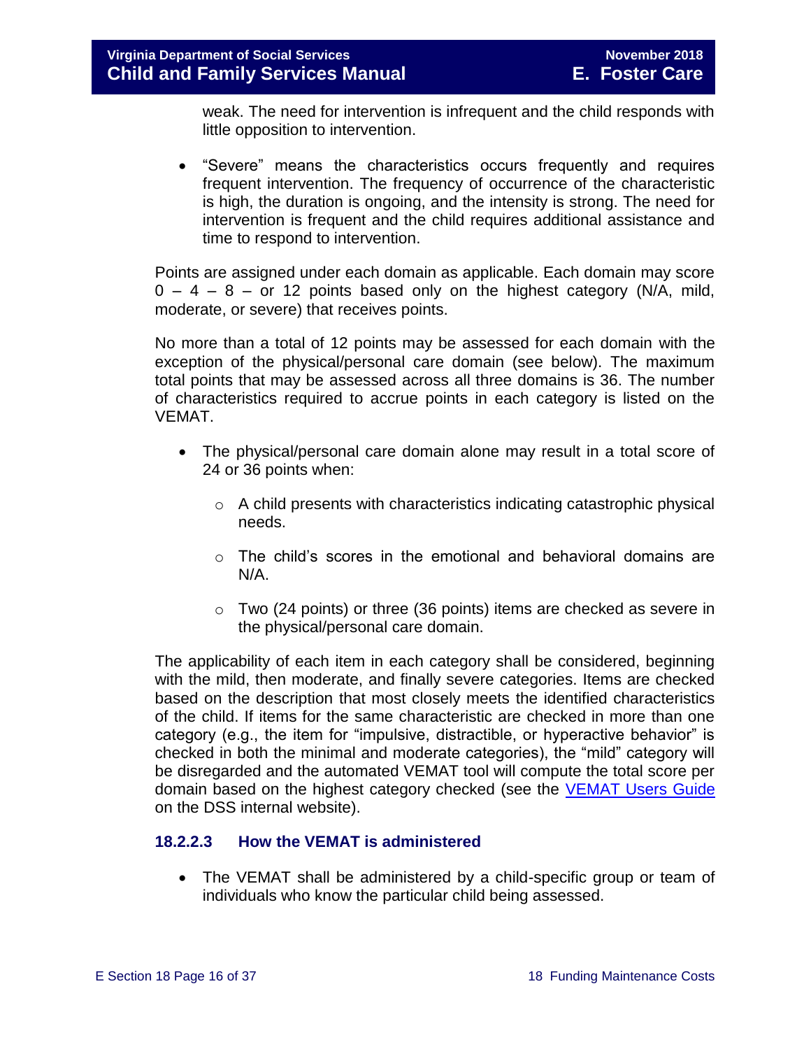weak. The need for intervention is infrequent and the child responds with little opposition to intervention.

- "Severe" means the characteristics occurs frequently and requires frequent intervention. The frequency of occurrence of the characteristic is high, the duration is ongoing, and the intensity is strong. The need for intervention is frequent and the child requires additional assistance and time to respond to intervention.

Points are assigned under each domain as applicable. Each domain may score 0 – 4 – 8 – or 12 points based only on the highest category (N/A, mild, moderate, or severe) that receives points.

No more than a total of 12 points may be assessed for each domain with the exception of the physical/personal care domain (see below). The maximum total points that may be assessed across all three domains is 36. The number of characteristics required to accrue points in each category is listed on the VEMAT.

- The physical/personal care domain alone may result in a total score of 24 or 36 points when:
    - A child presents with characteristics indicating catastrophic physical needs.
    - The child's scores in the emotional and behavioral domains are N/A.
    - Two (24 points) or three (36 points) items are checked as severe in the physical/personal care domain.

The applicability of each item in each category shall be considered, beginning with the mild, then moderate, and finally severe categories. Items are checked based on the description that most closely meets the identified characteristics of the child. If items for the same characteristic are checked in more than one category (e.g., the item for "impulsive, distractible, or hyperactive behavior" is checked in both the minimal and moderate categories), the "mild" category will be disregarded and the automated VEMAT tool will compute the total score per domain based on the highest category checked (see the [VEMAT Users Guide]() on the DSS internal website).

### 18.2.2.3 How the VEMAT is administered

- The VEMAT shall be administered by a child-specific group or team of individuals who know the particular child being assessed.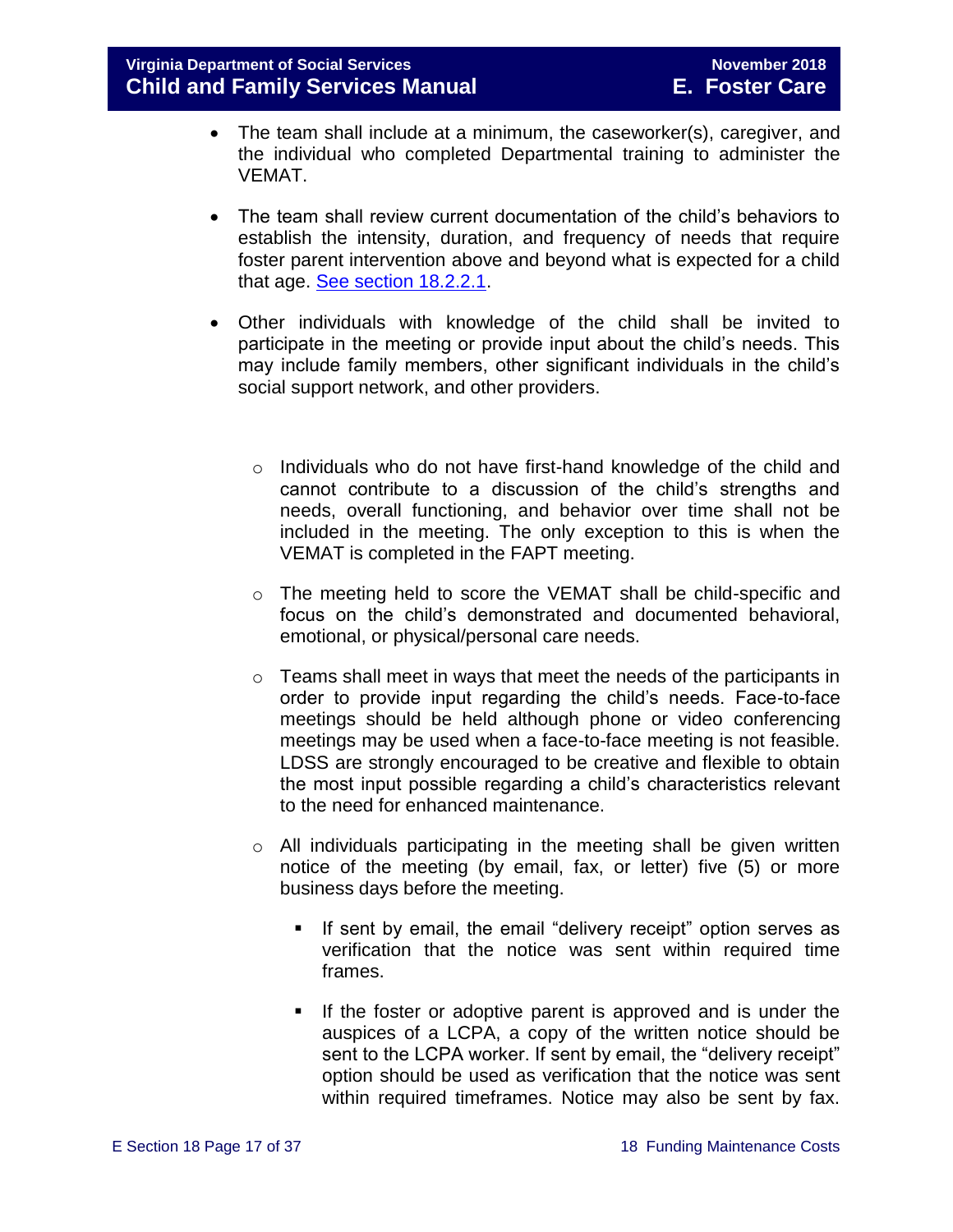- The team shall include at a minimum, the caseworker(s), caregiver, and the individual who completed Departmental training to administer the VEMAT.

- The team shall review current documentation of the child's behaviors to establish the intensity, duration, and frequency of needs that require foster parent intervention above and beyond what is expected for a child that age. [See section 18.2.2.1](#).

- Other individuals with knowledge of the child shall be invited to participate in the meeting or provide input about the child's needs. This may include family members, other significant individuals in the child's social support network, and other providers.

  - Individuals who do not have first-hand knowledge of the child and cannot contribute to a discussion of the child's strengths and needs, overall functioning, and behavior over time shall not be included in the meeting. The only exception to this is when the VEMAT is completed in the FAPT meeting.

  - The meeting held to score the VEMAT shall be child-specific and focus on the child's demonstrated and documented behavioral, emotional, or physical/personal care needs.

  - Teams shall meet in ways that meet the needs of the participants in order to provide input regarding the child's needs. Face-to-face meetings should be held although phone or video conferencing meetings may be used when a face-to-face meeting is not feasible. LDSS are strongly encouraged to be creative and flexible to obtain the most input possible regarding a child's characteristics relevant to the need for enhanced maintenance.

  - All individuals participating in the meeting shall be given written notice of the meeting (by email, fax, or letter) five (5) or more business days before the meeting.

    - If sent by email, the email "delivery receipt" option serves as verification that the notice was sent within required time frames.

    - If the foster or adoptive parent is approved and is under the auspices of a LCPA, a copy of the written notice should be sent to the LCPA worker. If sent by email, the "delivery receipt" option should be used as verification that the notice was sent within required timeframes. Notice may also be sent by fax.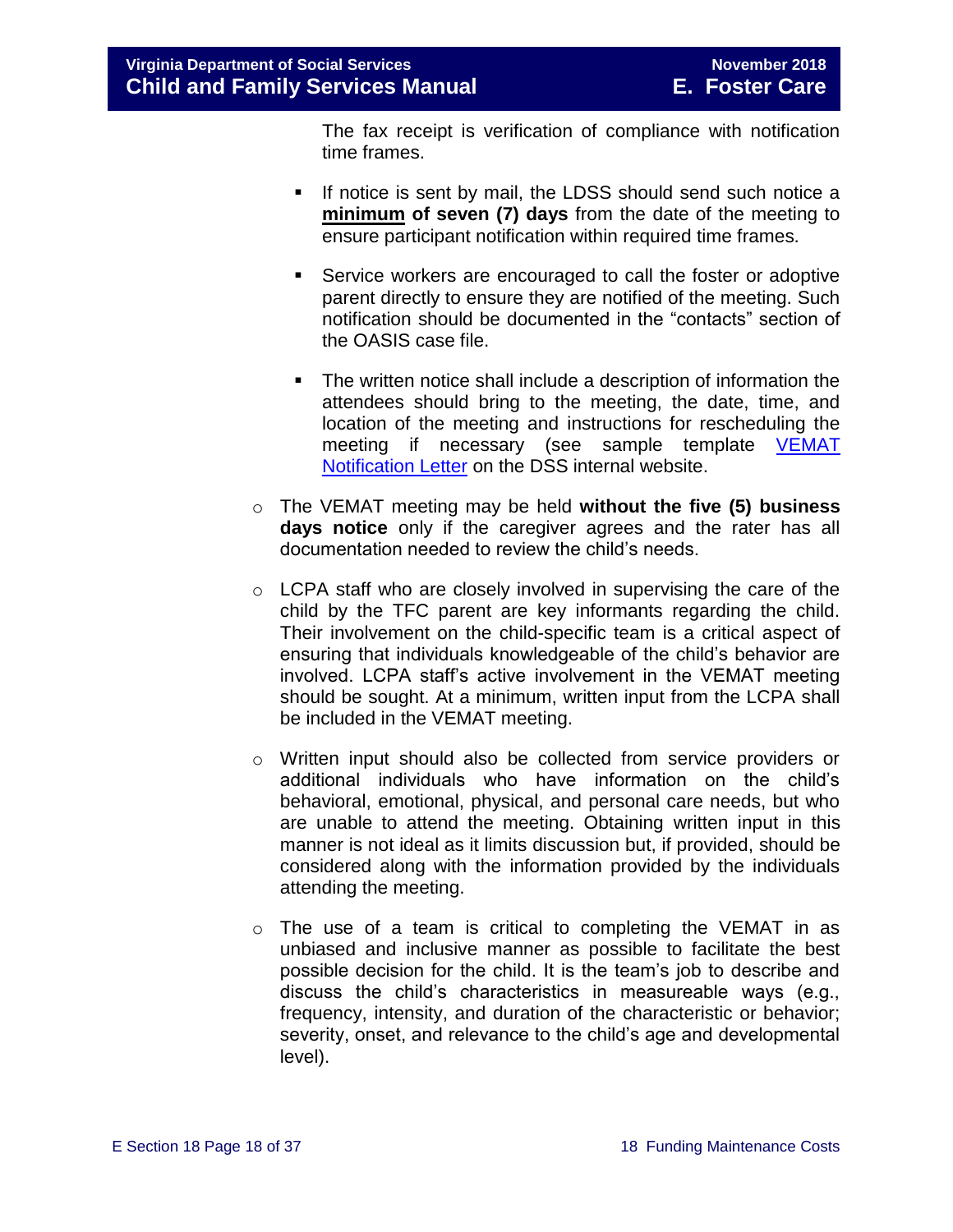The fax receipt is verification of compliance with notification time frames.

    - If notice is sent by mail, the LDSS should send such notice a **minimum of seven (7) days** from the date of the meeting to ensure participant notification within required time frames.

    - Service workers are encouraged to call the foster or adoptive parent directly to ensure they are notified of the meeting. Such notification should be documented in the "contacts" section of the OASIS case file.

    - The written notice shall include a description of information the attendees should bring to the meeting, the date, time, and location of the meeting and instructions for rescheduling the meeting if necessary (see sample template [VEMAT Notification Letter]() on the DSS internal website.

- The VEMAT meeting may be held **without the five (5) business days notice** only if the caregiver agrees and the rater has all documentation needed to review the child's needs.

- LCPA staff who are closely involved in supervising the care of the child by the TFC parent are key informants regarding the child. Their involvement on the child-specific team is a critical aspect of ensuring that individuals knowledgeable of the child's behavior are involved. LCPA staff's active involvement in the VEMAT meeting should be sought. At a minimum, written input from the LCPA shall be included in the VEMAT meeting.

- Written input should also be collected from service providers or additional individuals who have information on the child's behavioral, emotional, physical, and personal care needs, but who are unable to attend the meeting. Obtaining written input in this manner is not ideal as it limits discussion but, if provided, should be considered along with the information provided by the individuals attending the meeting.

- The use of a team is critical to completing the VEMAT in as unbiased and inclusive manner as possible to facilitate the best possible decision for the child. It is the team's job to describe and discuss the child's characteristics in measureable ways (e.g., frequency, intensity, and duration of the characteristic or behavior; severity, onset, and relevance to the child's age and developmental level).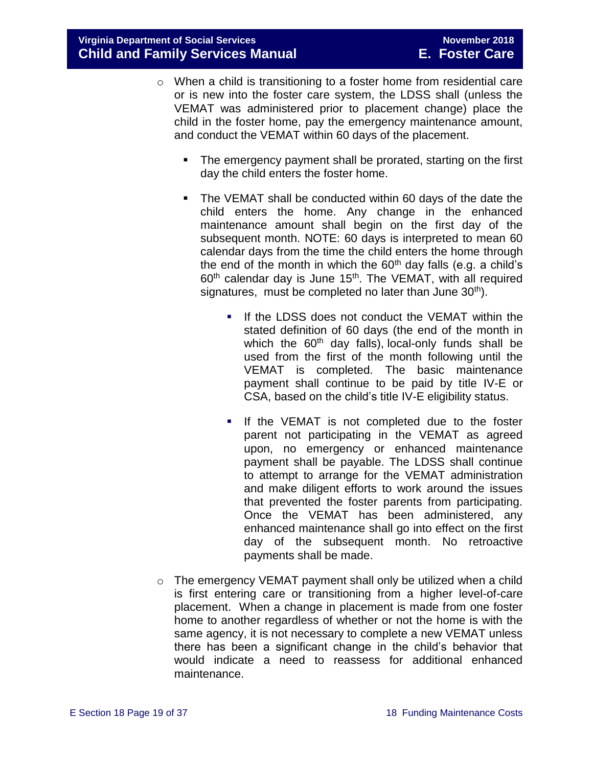- When a child is transitioning to a foster home from residential care or is new into the foster care system, the LDSS shall (unless the VEMAT was administered prior to placement change) place the child in the foster home, pay the emergency maintenance amount, and conduct the VEMAT within 60 days of the placement.
  - The emergency payment shall be prorated, starting on the first day the child enters the foster home.
  - The VEMAT shall be conducted within 60 days of the date the child enters the home. Any change in the enhanced maintenance amount shall begin on the first day of the subsequent month. NOTE: 60 days is interpreted to mean 60 calendar days from the time the child enters the home through the end of the month in which the 60th day falls (e.g. a child's 60th calendar day is June 15th. The VEMAT, with all required signatures, must be completed no later than June 30th).
    - If the LDSS does not conduct the VEMAT within the stated definition of 60 days (the end of the month in which the 60th day falls), local-only funds shall be used from the first of the month following until the VEMAT is completed. The basic maintenance payment shall continue to be paid by title IV-E or CSA, based on the child's title IV-E eligibility status.
    - If the VEMAT is not completed due to the foster parent not participating in the VEMAT as agreed upon, no emergency or enhanced maintenance payment shall be payable. The LDSS shall continue to attempt to arrange for the VEMAT administration and make diligent efforts to work around the issues that prevented the foster parents from participating. Once the VEMAT has been administered, any enhanced maintenance shall go into effect on the first day of the subsequent month. No retroactive payments shall be made.
- The emergency VEMAT payment shall only be utilized when a child is first entering care or transitioning from a higher level-of-care placement. When a change in placement is made from one foster home to another regardless of whether or not the home is with the same agency, it is not necessary to complete a new VEMAT unless there has been a significant change in the child's behavior that would indicate a need to reassess for additional enhanced maintenance.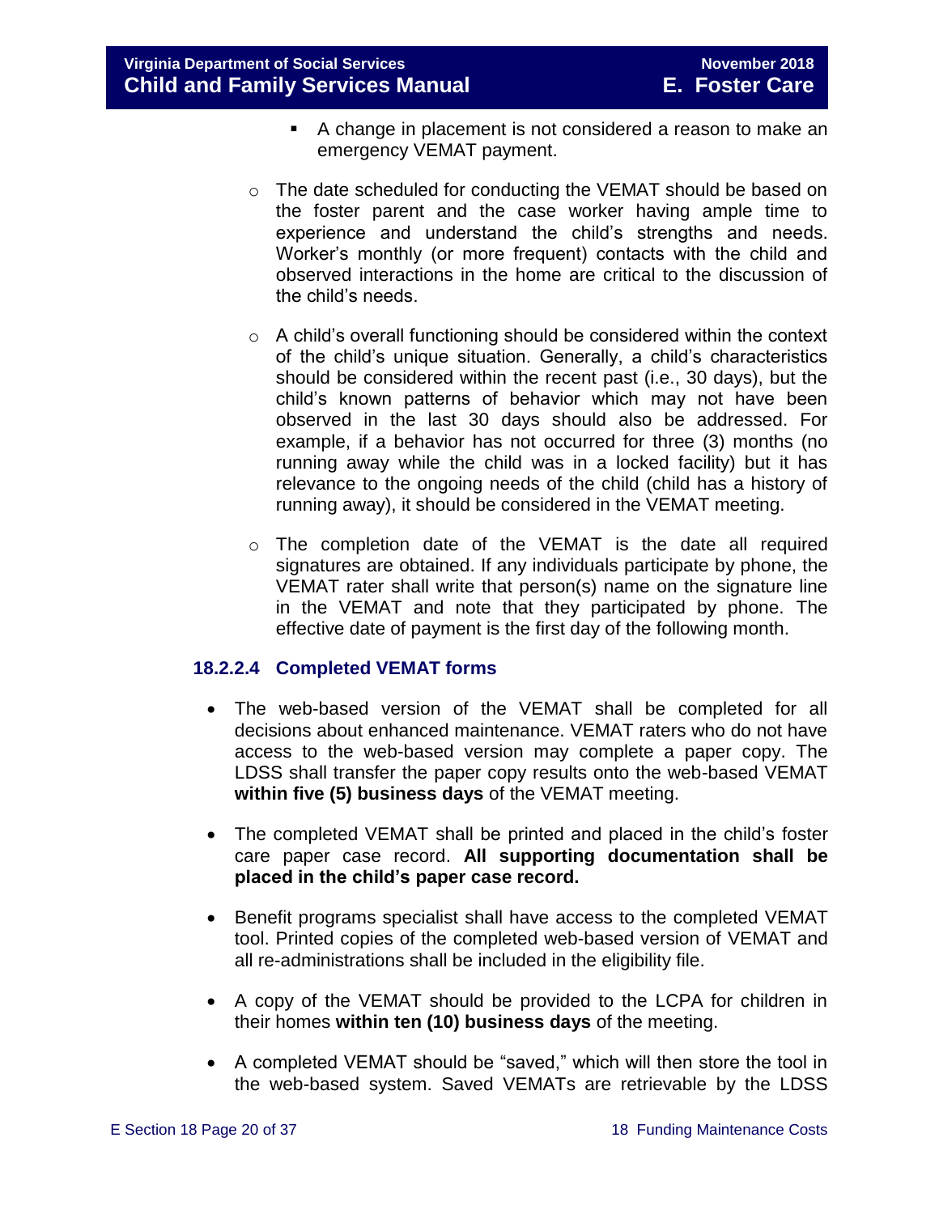- A change in placement is not considered a reason to make an emergency VEMAT payment.

    - The date scheduled for conducting the VEMAT should be based on the foster parent and the case worker having ample time to experience and understand the child's strengths and needs. Worker's monthly (or more frequent) contacts with the child and observed interactions in the home are critical to the discussion of the child's needs.

    - A child's overall functioning should be considered within the context of the child's unique situation. Generally, a child's characteristics should be considered within the recent past (i.e., 30 days), but the child's known patterns of behavior which may not have been observed in the last 30 days should also be addressed. For example, if a behavior has not occurred for three (3) months (no running away while the child was in a locked facility) but it has relevance to the ongoing needs of the child (child has a history of running away), it should be considered in the VEMAT meeting.

    - The completion date of the VEMAT is the date all required signatures are obtained. If any individuals participate by phone, the VEMAT rater shall write that person(s) name on the signature line in the VEMAT and note that they participated by phone. The effective date of payment is the first day of the following month.

#### 18.2.2.4 Completed VEMAT forms

- The web-based version of the VEMAT shall be completed for all decisions about enhanced maintenance. VEMAT raters who do not have access to the web-based version may complete a paper copy. The LDSS shall transfer the paper copy results onto the web-based VEMAT **within five (5) business days** of the VEMAT meeting.

- The completed VEMAT shall be printed and placed in the child's foster care paper case record. **All supporting documentation shall be placed in the child's paper case record.**

- Benefit programs specialist shall have access to the completed VEMAT tool. Printed copies of the completed web-based version of VEMAT and all re-administrations shall be included in the eligibility file.

- A copy of the VEMAT should be provided to the LCPA for children in their homes **within ten (10) business days** of the meeting.

- A completed VEMAT should be "saved," which will then store the tool in the web-based system. Saved VEMATs are retrievable by the LDSS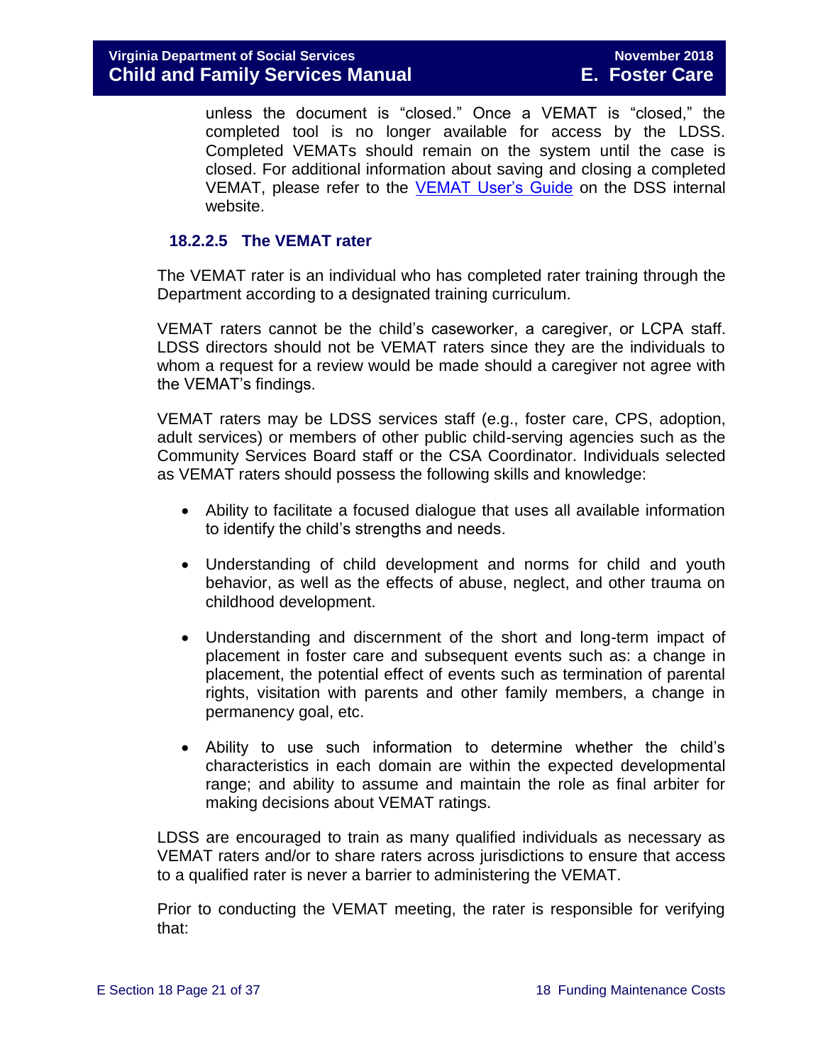unless the document is "closed." Once a VEMAT is "closed," the completed tool is no longer available for access by the LDSS. Completed VEMATs should remain on the system until the case is closed. For additional information about saving and closing a completed VEMAT, please refer to the VEMAT User's Guide on the DSS internal website.

### 18.2.2.5 The VEMAT rater

The VEMAT rater is an individual who has completed rater training through the Department according to a designated training curriculum.

VEMAT raters cannot be the child's caseworker, a caregiver, or LCPA staff. LDSS directors should not be VEMAT raters since they are the individuals to whom a request for a review would be made should a caregiver not agree with the VEMAT's findings.

VEMAT raters may be LDSS services staff (e.g., foster care, CPS, adoption, adult services) or members of other public child-serving agencies such as the Community Services Board staff or the CSA Coordinator. Individuals selected as VEMAT raters should possess the following skills and knowledge:

- Ability to facilitate a focused dialogue that uses all available information to identify the child's strengths and needs.
- Understanding of child development and norms for child and youth behavior, as well as the effects of abuse, neglect, and other trauma on childhood development.
- Understanding and discernment of the short and long-term impact of placement in foster care and subsequent events such as: a change in placement, the potential effect of events such as termination of parental rights, visitation with parents and other family members, a change in permanency goal, etc.
- Ability to use such information to determine whether the child's characteristics in each domain are within the expected developmental range; and ability to assume and maintain the role as final arbiter for making decisions about VEMAT ratings.

LDSS are encouraged to train as many qualified individuals as necessary as VEMAT raters and/or to share raters across jurisdictions to ensure that access to a qualified rater is never a barrier to administering the VEMAT.

Prior to conducting the VEMAT meeting, the rater is responsible for verifying that: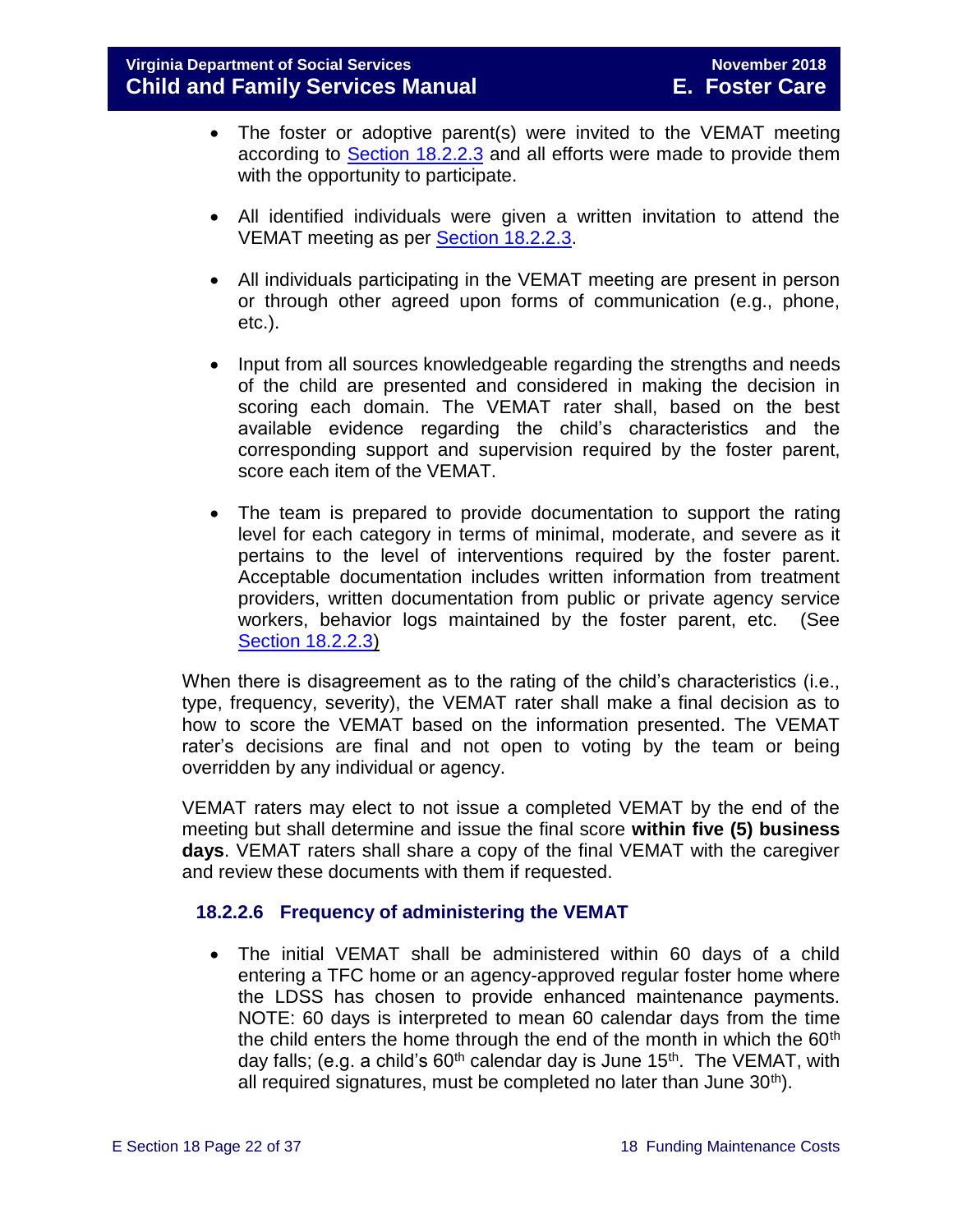- The foster or adoptive parent(s) were invited to the VEMAT meeting according to Section 18.2.2.3 and all efforts were made to provide them with the opportunity to participate.

- All identified individuals were given a written invitation to attend the VEMAT meeting as per Section 18.2.2.3.

- All individuals participating in the VEMAT meeting are present in person or through other agreed upon forms of communication (e.g., phone, etc.).

- Input from all sources knowledgeable regarding the strengths and needs of the child are presented and considered in making the decision in scoring each domain. The VEMAT rater shall, based on the best available evidence regarding the child's characteristics and the corresponding support and supervision required by the foster parent, score each item of the VEMAT.

- The team is prepared to provide documentation to support the rating level for each category in terms of minimal, moderate, and severe as it pertains to the level of interventions required by the foster parent. Acceptable documentation includes written information from treatment providers, written documentation from public or private agency service workers, behavior logs maintained by the foster parent, etc. (See Section 18.2.2.3)

When there is disagreement as to the rating of the child's characteristics (i.e., type, frequency, severity), the VEMAT rater shall make a final decision as to how to score the VEMAT based on the information presented. The VEMAT rater's decisions are final and not open to voting by the team or being overridden by any individual or agency.

VEMAT raters may elect to not issue a completed VEMAT by the end of the meeting but shall determine and issue the final score **within five (5) business days**. VEMAT raters shall share a copy of the final VEMAT with the caregiver and review these documents with them if requested.

### 18.2.2.6 Frequency of administering the VEMAT

- The initial VEMAT shall be administered within 60 days of a child entering a TFC home or an agency-approved regular foster home where the LDSS has chosen to provide enhanced maintenance payments. NOTE: 60 days is interpreted to mean 60 calendar days from the time the child enters the home through the end of the month in which the 60th day falls; (e.g. a child's 60th calendar day is June 15th. The VEMAT, with all required signatures, must be completed no later than June 30th).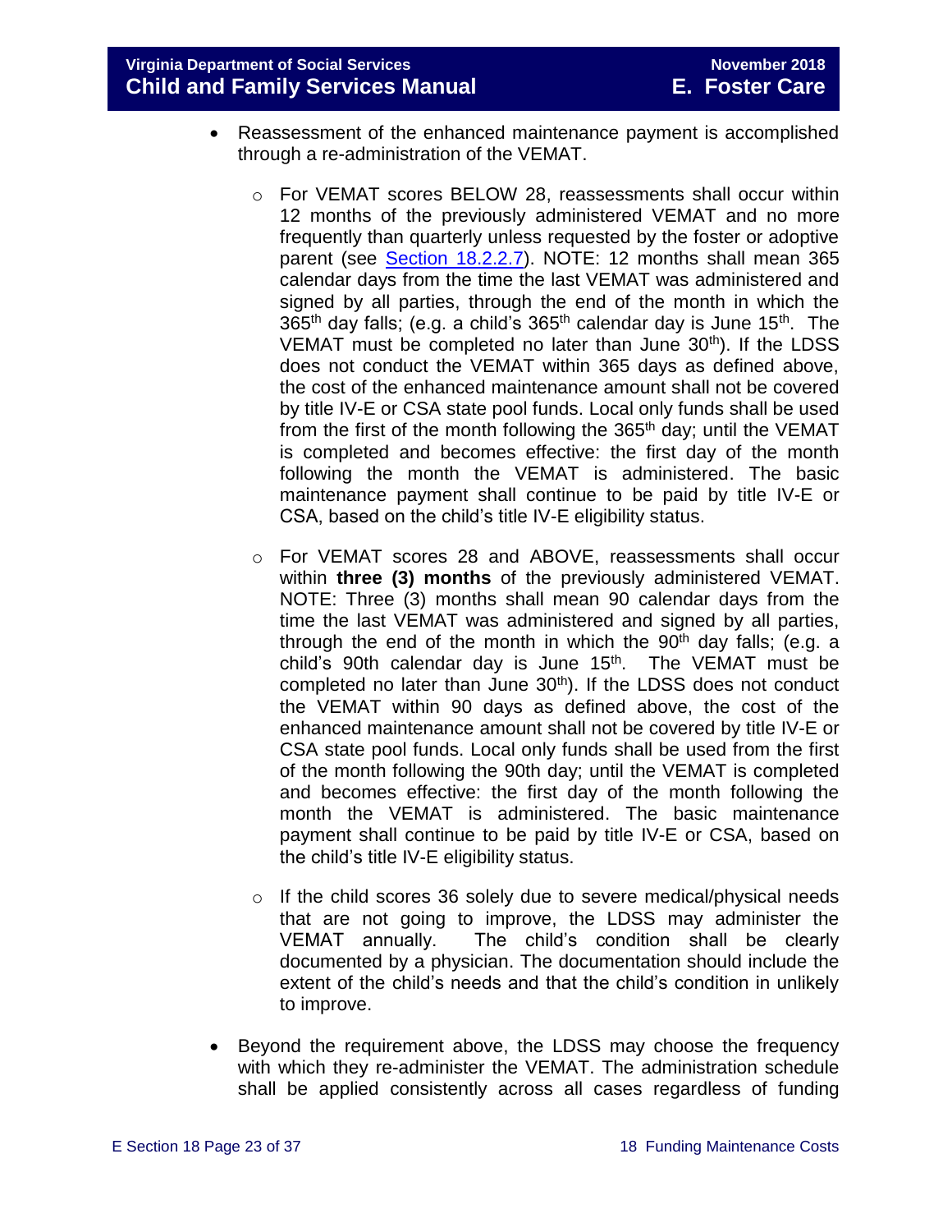- Reassessment of the enhanced maintenance payment is accomplished through a re-administration of the VEMAT.
  - For VEMAT scores BELOW 28, reassessments shall occur within 12 months of the previously administered VEMAT and no more frequently than quarterly unless requested by the foster or adoptive parent (see [Section 18.2.2.7](#)). NOTE: 12 months shall mean 365 calendar days from the time the last VEMAT was administered and signed by all parties, through the end of the month in which the 365th day falls; (e.g. a child's 365th calendar day is June 15th. The VEMAT must be completed no later than June 30th). If the LDSS does not conduct the VEMAT within 365 days as defined above, the cost of the enhanced maintenance amount shall not be covered by title IV-E or CSA state pool funds. Local only funds shall be used from the first of the month following the 365th day; until the VEMAT is completed and becomes effective: the first day of the month following the month the VEMAT is administered. The basic maintenance payment shall continue to be paid by title IV-E or CSA, based on the child's title IV-E eligibility status.
  - For VEMAT scores 28 and ABOVE, reassessments shall occur within **three (3) months** of the previously administered VEMAT. NOTE: Three (3) months shall mean 90 calendar days from the time the last VEMAT was administered and signed by all parties, through the end of the month in which the 90th day falls; (e.g. a child's 90th calendar day is June 15th. The VEMAT must be completed no later than June 30th). If the LDSS does not conduct the VEMAT within 90 days as defined above, the cost of the enhanced maintenance amount shall not be covered by title IV-E or CSA state pool funds. Local only funds shall be used from the first of the month following the 90th day; until the VEMAT is completed and becomes effective: the first day of the month following the month the VEMAT is administered. The basic maintenance payment shall continue to be paid by title IV-E or CSA, based on the child's title IV-E eligibility status.
  - If the child scores 36 solely due to severe medical/physical needs that are not going to improve, the LDSS may administer the VEMAT annually. The child's condition shall be clearly documented by a physician. The documentation should include the extent of the child's needs and that the child's condition in unlikely to improve.
- Beyond the requirement above, the LDSS may choose the frequency with which they re-administer the VEMAT. The administration schedule shall be applied consistently across all cases regardless of funding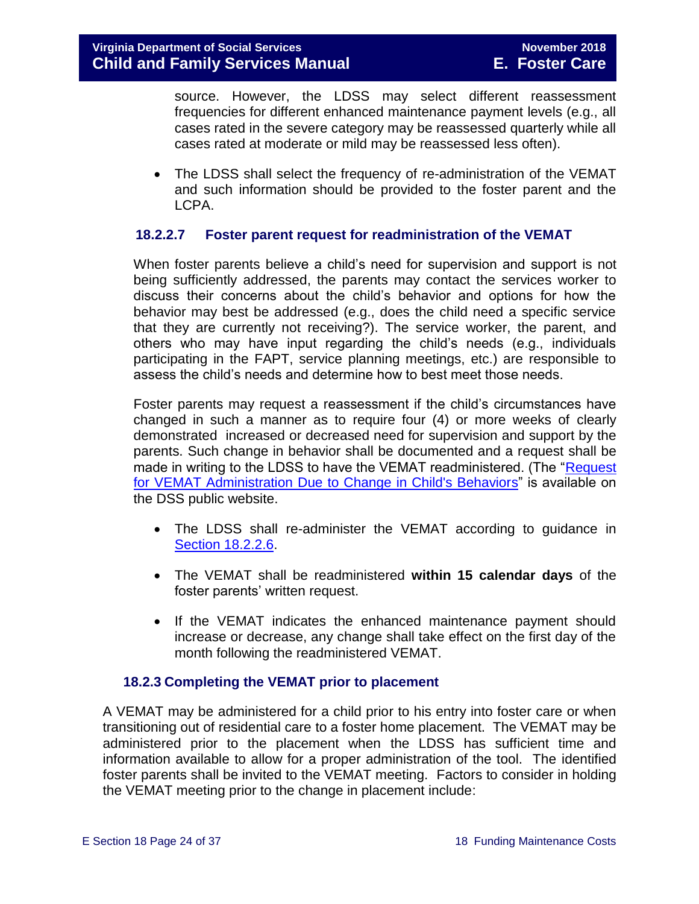source. However, the LDSS may select different reassessment frequencies for different enhanced maintenance payment levels (e.g., all cases rated in the severe category may be reassessed quarterly while all cases rated at moderate or mild may be reassessed less often).

- The LDSS shall select the frequency of re-administration of the VEMAT and such information should be provided to the foster parent and the LCPA.

### 18.2.2.7 Foster parent request for readministration of the VEMAT

When foster parents believe a child's need for supervision and support is not being sufficiently addressed, the parents may contact the services worker to discuss their concerns about the child's behavior and options for how the behavior may best be addressed (e.g., does the child need a specific service that they are currently not receiving?). The service worker, the parent, and others who may have input regarding the child's needs (e.g., individuals participating in the FAPT, service planning meetings, etc.) are responsible to assess the child's needs and determine how to best meet those needs.

Foster parents may request a reassessment if the child's circumstances have changed in such a manner as to require four (4) or more weeks of clearly demonstrated increased or decreased need for supervision and support by the parents. Such change in behavior shall be documented and a request shall be made in writing to the LDSS to have the VEMAT readministered. (The "Request for VEMAT Administration Due to Change in Child's Behaviors" is available on the DSS public website.

- The LDSS shall re-administer the VEMAT according to guidance in Section 18.2.2.6.
- The VEMAT shall be readministered **within 15 calendar days** of the foster parents' written request.
- If the VEMAT indicates the enhanced maintenance payment should increase or decrease, any change shall take effect on the first day of the month following the readministered VEMAT.

## 18.2.3 Completing the VEMAT prior to placement

A VEMAT may be administered for a child prior to his entry into foster care or when transitioning out of residential care to a foster home placement. The VEMAT may be administered prior to the placement when the LDSS has sufficient time and information available to allow for a proper administration of the tool. The identified foster parents shall be invited to the VEMAT meeting. Factors to consider in holding the VEMAT meeting prior to the change in placement include: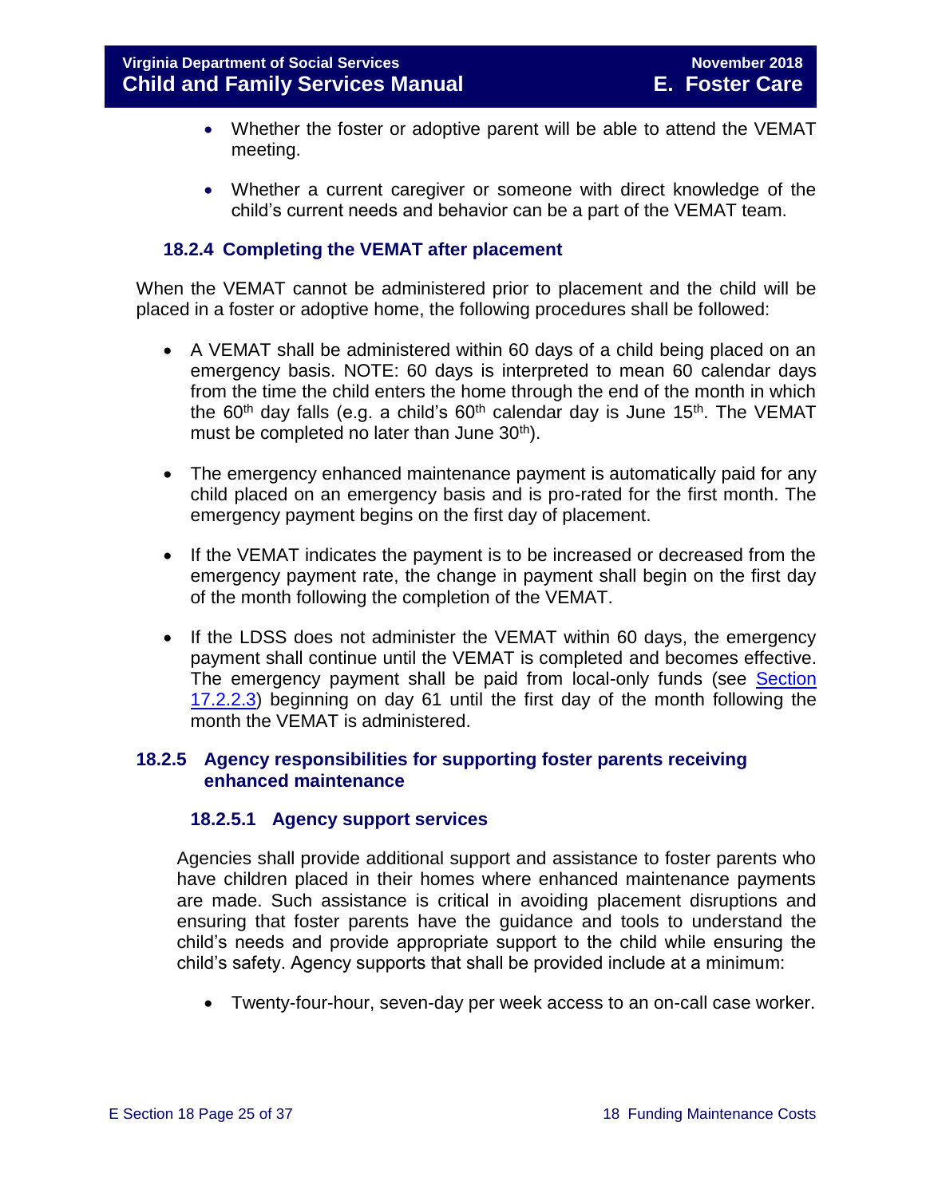- Whether the foster or adoptive parent will be able to attend the VEMAT meeting.
- Whether a current caregiver or someone with direct knowledge of the child's current needs and behavior can be a part of the VEMAT team.

### 18.2.4 Completing the VEMAT after placement

When the VEMAT cannot be administered prior to placement and the child will be placed in a foster or adoptive home, the following procedures shall be followed:

- A VEMAT shall be administered within 60 days of a child being placed on an emergency basis. NOTE: 60 days is interpreted to mean 60 calendar days from the time the child enters the home through the end of the month in which the 60th day falls (e.g. a child's 60th calendar day is June 15th. The VEMAT must be completed no later than June 30th).
- The emergency enhanced maintenance payment is automatically paid for any child placed on an emergency basis and is pro-rated for the first month. The emergency payment begins on the first day of placement.
- If the VEMAT indicates the payment is to be increased or decreased from the emergency payment rate, the change in payment shall begin on the first day of the month following the completion of the VEMAT.
- If the LDSS does not administer the VEMAT within 60 days, the emergency payment shall continue until the VEMAT is completed and becomes effective. The emergency payment shall be paid from local-only funds (see Section 17.2.2.3) beginning on day 61 until the first day of the month following the month the VEMAT is administered.

### 18.2.5 Agency responsibilities for supporting foster parents receiving enhanced maintenance

#### 18.2.5.1 Agency support services

Agencies shall provide additional support and assistance to foster parents who have children placed in their homes where enhanced maintenance payments are made. Such assistance is critical in avoiding placement disruptions and ensuring that foster parents have the guidance and tools to understand the child's needs and provide appropriate support to the child while ensuring the child's safety. Agency supports that shall be provided include at a minimum:

- Twenty-four-hour, seven-day per week access to an on-call case worker.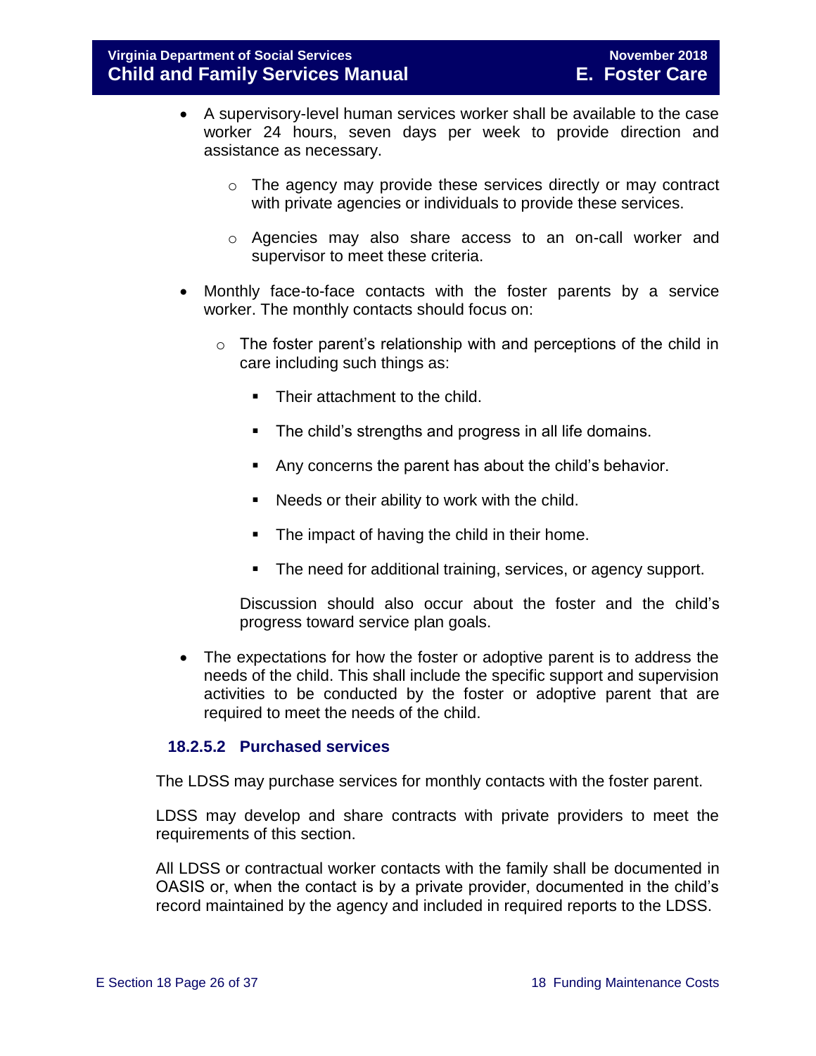- A supervisory-level human services worker shall be available to the case worker 24 hours, seven days per week to provide direction and assistance as necessary.
    - The agency may provide these services directly or may contract with private agencies or individuals to provide these services.
    - Agencies may also share access to an on-call worker and supervisor to meet these criteria.
- Monthly face-to-face contacts with the foster parents by a service worker. The monthly contacts should focus on:
    - The foster parent's relationship with and perceptions of the child in care including such things as:
        - Their attachment to the child.
        - The child's strengths and progress in all life domains.
        - Any concerns the parent has about the child's behavior.
        - Needs or their ability to work with the child.
        - The impact of having the child in their home.
        - The need for additional training, services, or agency support.

      Discussion should also occur about the foster and the child's progress toward service plan goals.
- The expectations for how the foster or adoptive parent is to address the needs of the child. This shall include the specific support and supervision activities to be conducted by the foster or adoptive parent that are required to meet the needs of the child.

#### 18.2.5.2 Purchased services

The LDSS may purchase services for monthly contacts with the foster parent.

LDSS may develop and share contracts with private providers to meet the requirements of this section.

All LDSS or contractual worker contacts with the family shall be documented in OASIS or, when the contact is by a private provider, documented in the child's record maintained by the agency and included in required reports to the LDSS.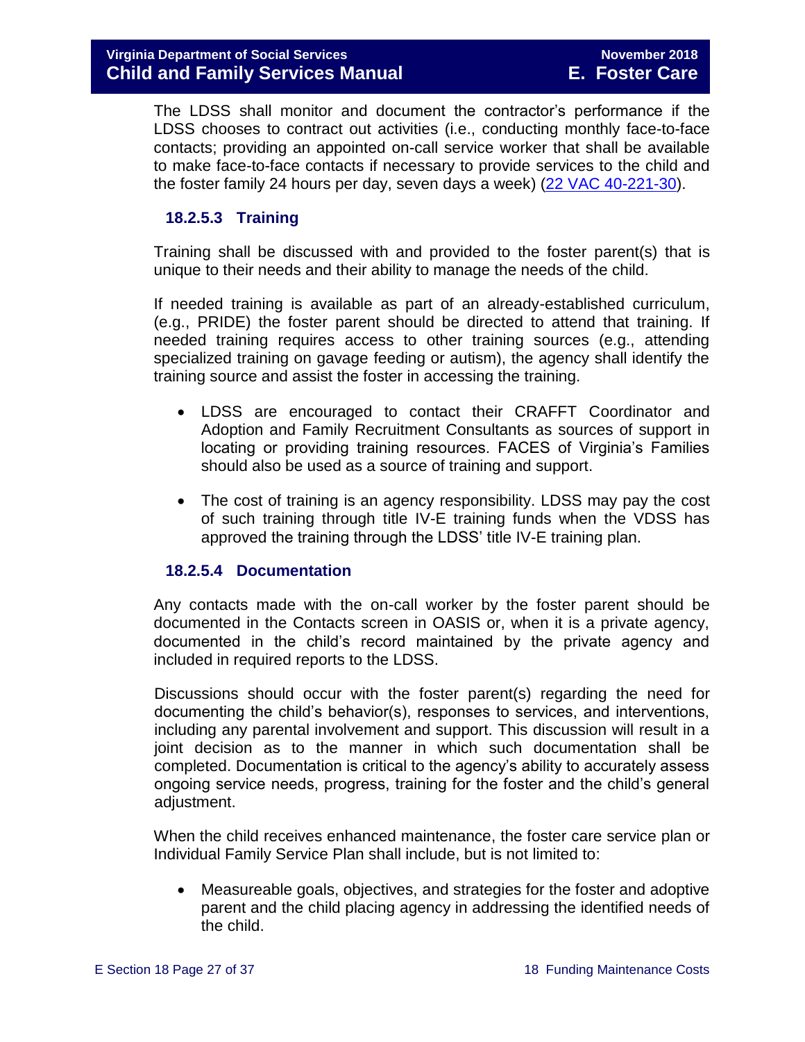The LDSS shall monitor and document the contractor's performance if the LDSS chooses to contract out activities (i.e., conducting monthly face-to-face contacts; providing an appointed on-call service worker that shall be available to make face-to-face contacts if necessary to provide services to the child and the foster family 24 hours per day, seven days a week) (22 VAC 40-221-30).

#### 18.2.5.3 Training

Training shall be discussed with and provided to the foster parent(s) that is unique to their needs and their ability to manage the needs of the child.

If needed training is available as part of an already-established curriculum, (e.g., PRIDE) the foster parent should be directed to attend that training. If needed training requires access to other training sources (e.g., attending specialized training on gavage feeding or autism), the agency shall identify the training source and assist the foster in accessing the training.

- LDSS are encouraged to contact their CRAFFT Coordinator and Adoption and Family Recruitment Consultants as sources of support in locating or providing training resources. FACES of Virginia's Families should also be used as a source of training and support.
- The cost of training is an agency responsibility. LDSS may pay the cost of such training through title IV-E training funds when the VDSS has approved the training through the LDSS' title IV-E training plan.

#### 18.2.5.4 Documentation

Any contacts made with the on-call worker by the foster parent should be documented in the Contacts screen in OASIS or, when it is a private agency, documented in the child's record maintained by the private agency and included in required reports to the LDSS.

Discussions should occur with the foster parent(s) regarding the need for documenting the child's behavior(s), responses to services, and interventions, including any parental involvement and support. This discussion will result in a joint decision as to the manner in which such documentation shall be completed. Documentation is critical to the agency's ability to accurately assess ongoing service needs, progress, training for the foster and the child's general adjustment.

When the child receives enhanced maintenance, the foster care service plan or Individual Family Service Plan shall include, but is not limited to:

- Measureable goals, objectives, and strategies for the foster and adoptive parent and the child placing agency in addressing the identified needs of the child.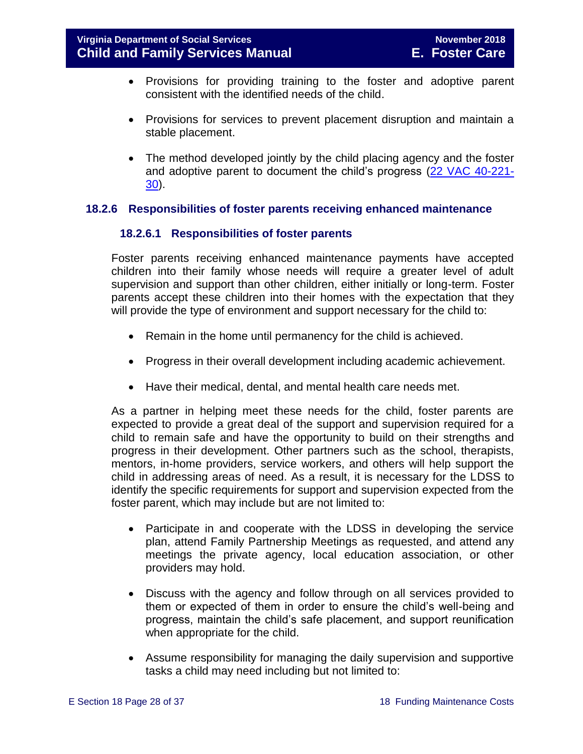- Provisions for providing training to the foster and adoptive parent consistent with the identified needs of the child.

- Provisions for services to prevent placement disruption and maintain a stable placement.

- The method developed jointly by the child placing agency and the foster and adoptive parent to document the child's progress ([22 VAC 40-221-30](22%20VAC%2040-221-30)).

## 18.2.6 Responsibilities of foster parents receiving enhanced maintenance

### 18.2.6.1 Responsibilities of foster parents

Foster parents receiving enhanced maintenance payments have accepted children into their family whose needs will require a greater level of adult supervision and support than other children, either initially or long-term. Foster parents accept these children into their homes with the expectation that they will provide the type of environment and support necessary for the child to:

- Remain in the home until permanency for the child is achieved.

- Progress in their overall development including academic achievement.

- Have their medical, dental, and mental health care needs met.

As a partner in helping meet these needs for the child, foster parents are expected to provide a great deal of the support and supervision required for a child to remain safe and have the opportunity to build on their strengths and progress in their development. Other partners such as the school, therapists, mentors, in-home providers, service workers, and others will help support the child in addressing areas of need. As a result, it is necessary for the LDSS to identify the specific requirements for support and supervision expected from the foster parent, which may include but are not limited to:

- Participate in and cooperate with the LDSS in developing the service plan, attend Family Partnership Meetings as requested, and attend any meetings the private agency, local education association, or other providers may hold.

- Discuss with the agency and follow through on all services provided to them or expected of them in order to ensure the child's well-being and progress, maintain the child's safe placement, and support reunification when appropriate for the child.

- Assume responsibility for managing the daily supervision and supportive tasks a child may need including but not limited to: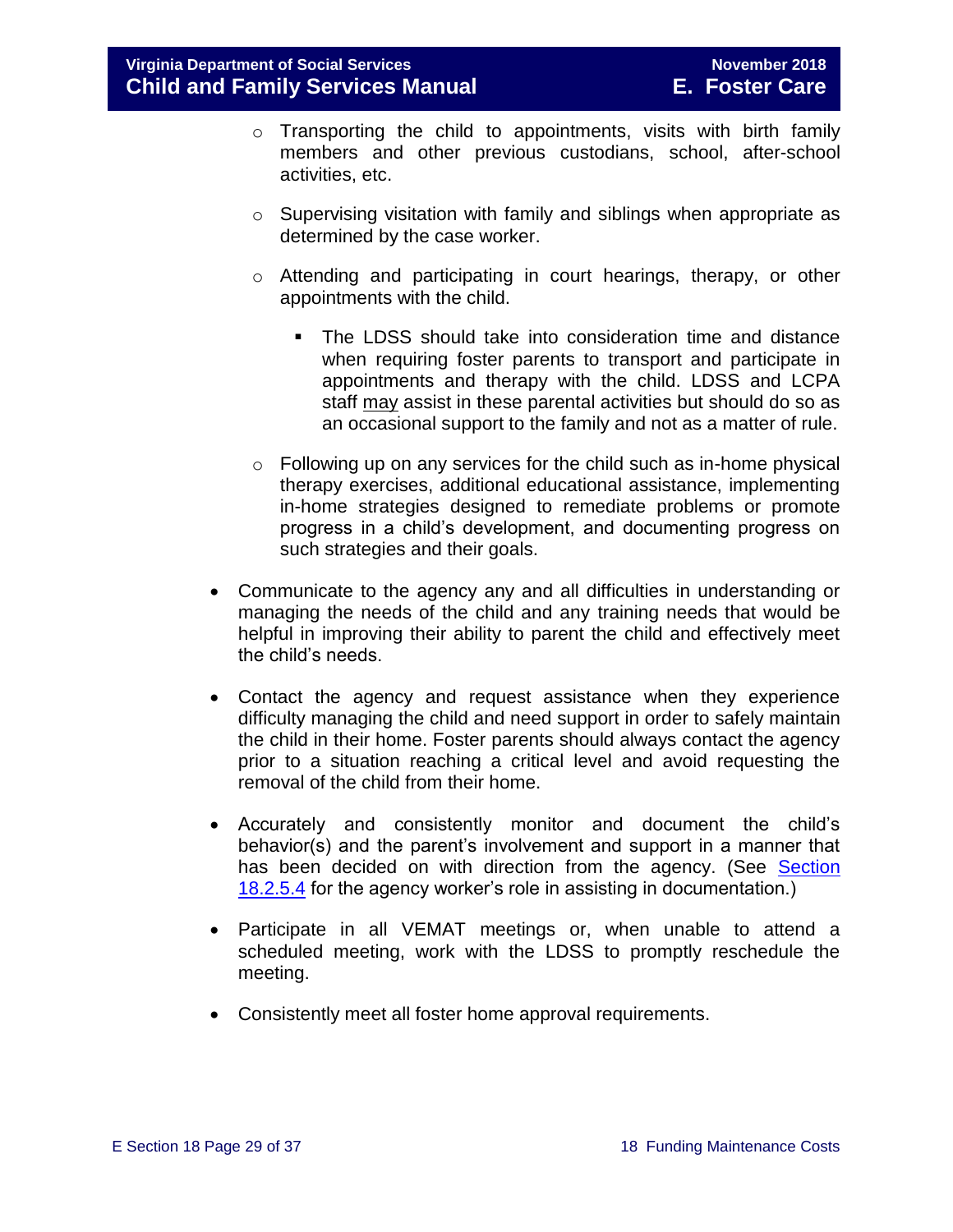- Transporting the child to appointments, visits with birth family members and other previous custodians, school, after-school activities, etc.

    - Supervising visitation with family and siblings when appropriate as determined by the case worker.

    - Attending and participating in court hearings, therapy, or other appointments with the child.

        - The LDSS should take into consideration time and distance when requiring foster parents to transport and participate in appointments and therapy with the child. LDSS and LCPA staff <u>may</u> assist in these parental activities but should do so as an occasional support to the family and not as a matter of rule.

    - Following up on any services for the child such as in-home physical therapy exercises, additional educational assistance, implementing in-home strategies designed to remediate problems or promote progress in a child's development, and documenting progress on such strategies and their goals.

- Communicate to the agency any and all difficulties in understanding or managing the needs of the child and any training needs that would be helpful in improving their ability to parent the child and effectively meet the child's needs.

- Contact the agency and request assistance when they experience difficulty managing the child and need support in order to safely maintain the child in their home. Foster parents should always contact the agency prior to a situation reaching a critical level and avoid requesting the removal of the child from their home.

- Accurately and consistently monitor and document the child's behavior(s) and the parent's involvement and support in a manner that has been decided on with direction from the agency. (See Section 18.2.5.4 for the agency worker's role in assisting in documentation.)

- Participate in all VEMAT meetings or, when unable to attend a scheduled meeting, work with the LDSS to promptly reschedule the meeting.

- Consistently meet all foster home approval requirements.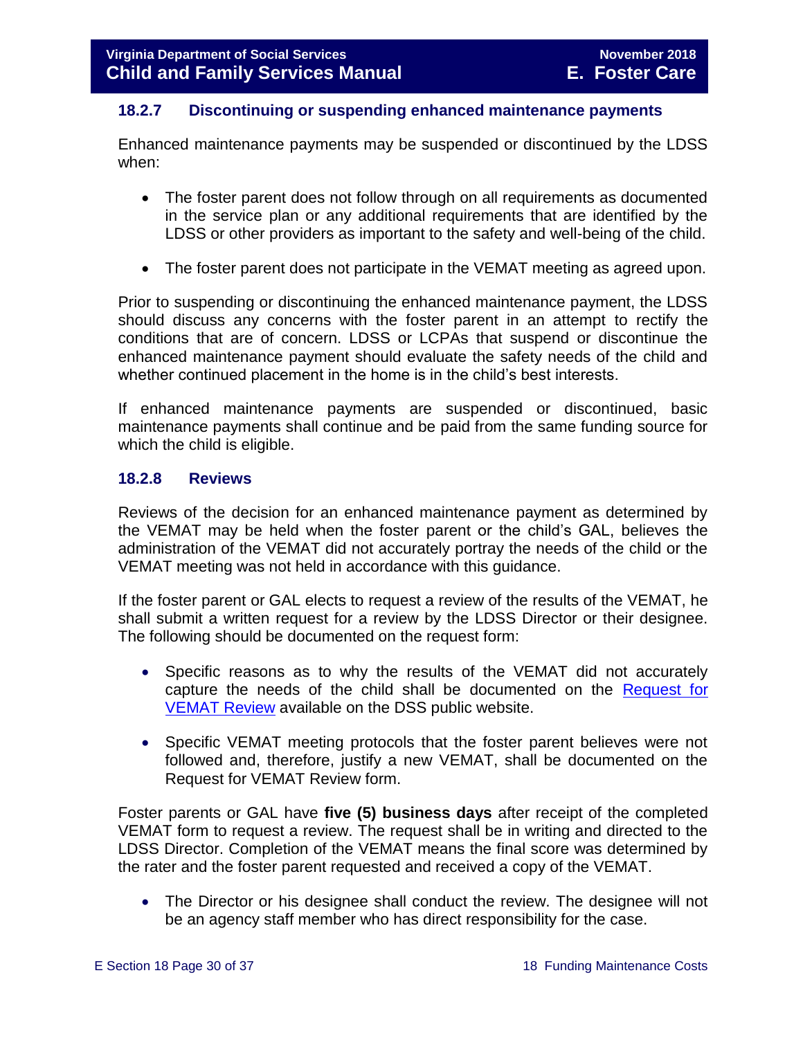### 18.2.7 Discontinuing or suspending enhanced maintenance payments

Enhanced maintenance payments may be suspended or discontinued by the LDSS when:

- The foster parent does not follow through on all requirements as documented in the service plan or any additional requirements that are identified by the LDSS or other providers as important to the safety and well-being of the child.
- The foster parent does not participate in the VEMAT meeting as agreed upon.

Prior to suspending or discontinuing the enhanced maintenance payment, the LDSS should discuss any concerns with the foster parent in an attempt to rectify the conditions that are of concern. LDSS or LCPAs that suspend or discontinue the enhanced maintenance payment should evaluate the safety needs of the child and whether continued placement in the home is in the child's best interests.

If enhanced maintenance payments are suspended or discontinued, basic maintenance payments shall continue and be paid from the same funding source for which the child is eligible.

### 18.2.8 Reviews

Reviews of the decision for an enhanced maintenance payment as determined by the VEMAT may be held when the foster parent or the child's GAL, believes the administration of the VEMAT did not accurately portray the needs of the child or the VEMAT meeting was not held in accordance with this guidance.

If the foster parent or GAL elects to request a review of the results of the VEMAT, he shall submit a written request for a review by the LDSS Director or their designee. The following should be documented on the request form:

- Specific reasons as to why the results of the VEMAT did not accurately capture the needs of the child shall be documented on the Request for VEMAT Review available on the DSS public website.
- Specific VEMAT meeting protocols that the foster parent believes were not followed and, therefore, justify a new VEMAT, shall be documented on the Request for VEMAT Review form.

Foster parents or GAL have **five (5) business days** after receipt of the completed VEMAT form to request a review. The request shall be in writing and directed to the LDSS Director. Completion of the VEMAT means the final score was determined by the rater and the foster parent requested and received a copy of the VEMAT.

- The Director or his designee shall conduct the review. The designee will not be an agency staff member who has direct responsibility for the case.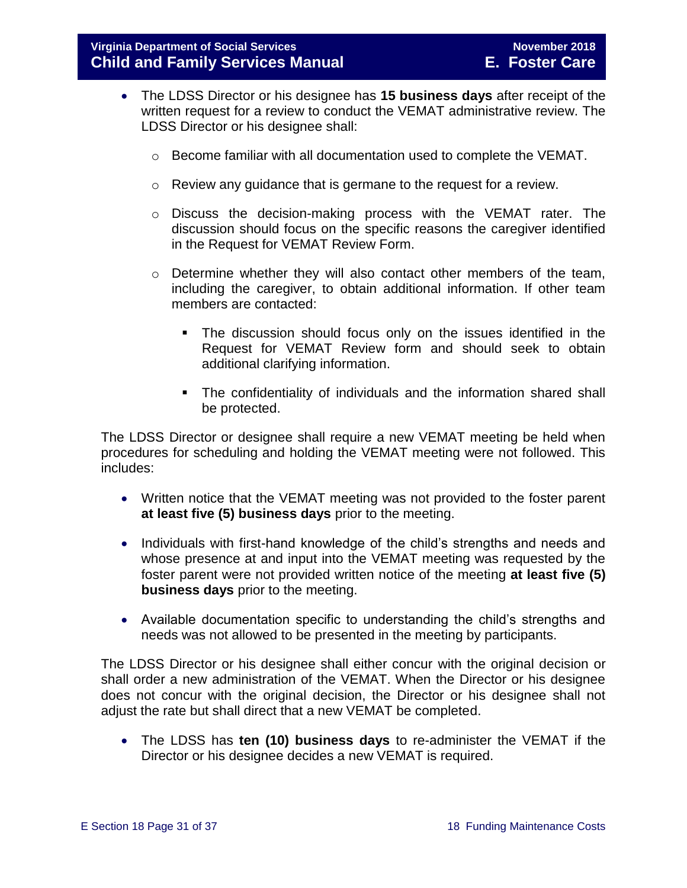- The LDSS Director or his designee has **15 business days** after receipt of the written request for a review to conduct the VEMAT administrative review. The LDSS Director or his designee shall:
  - Become familiar with all documentation used to complete the VEMAT.
  - Review any guidance that is germane to the request for a review.
  - Discuss the decision-making process with the VEMAT rater. The discussion should focus on the specific reasons the caregiver identified in the Request for VEMAT Review Form.
  - Determine whether they will also contact other members of the team, including the caregiver, to obtain additional information. If other team members are contacted:
    - The discussion should focus only on the issues identified in the Request for VEMAT Review form and should seek to obtain additional clarifying information.
    - The confidentiality of individuals and the information shared shall be protected.

The LDSS Director or designee shall require a new VEMAT meeting be held when procedures for scheduling and holding the VEMAT meeting were not followed. This includes:

- Written notice that the VEMAT meeting was not provided to the foster parent **at least five (5) business days** prior to the meeting.
- Individuals with first-hand knowledge of the child's strengths and needs and whose presence at and input into the VEMAT meeting was requested by the foster parent were not provided written notice of the meeting **at least five (5) business days** prior to the meeting.
- Available documentation specific to understanding the child's strengths and needs was not allowed to be presented in the meeting by participants.

The LDSS Director or his designee shall either concur with the original decision or shall order a new administration of the VEMAT. When the Director or his designee does not concur with the original decision, the Director or his designee shall not adjust the rate but shall direct that a new VEMAT be completed.

- The LDSS has **ten (10) business days** to re-administer the VEMAT if the Director or his designee decides a new VEMAT is required.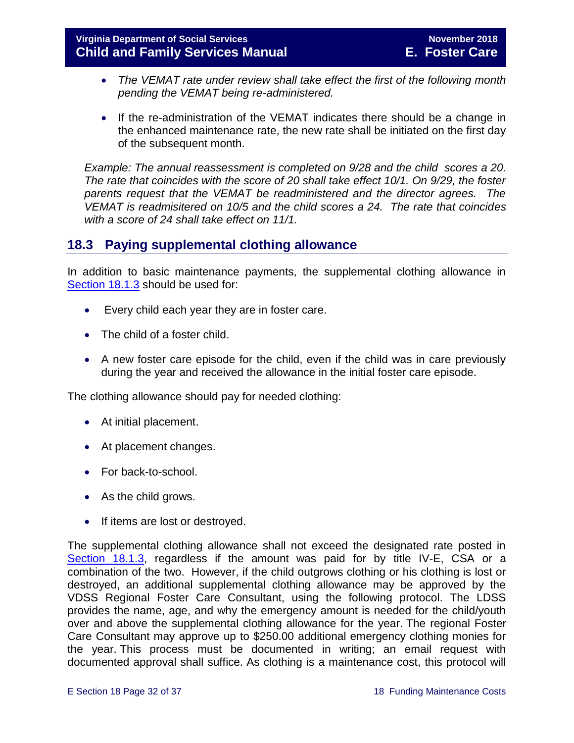- *The VEMAT rate under review shall take effect the first of the following month pending the VEMAT being re-administered.*

- If the re-administration of the VEMAT indicates there should be a change in the enhanced maintenance rate, the new rate shall be initiated on the first day of the subsequent month.

*Example: The annual reassessment is completed on 9/28 and the child scores a 20. The rate that coincides with the score of 20 shall take effect 10/1. On 9/29, the foster parents request that the VEMAT be readministered and the director agrees. The VEMAT is readmisitered on 10/5 and the child scores a 24. The rate that coincides with a score of 24 shall take effect on 11/1.*

## 18.3 Paying supplemental clothing allowance

In addition to basic maintenance payments, the supplemental clothing allowance in Section 18.1.3 should be used for:

- Every child each year they are in foster care.
- The child of a foster child.
- A new foster care episode for the child, even if the child was in care previously during the year and received the allowance in the initial foster care episode.

The clothing allowance should pay for needed clothing:

- At initial placement.
- At placement changes.
- For back-to-school.
- As the child grows.
- If items are lost or destroyed.

The supplemental clothing allowance shall not exceed the designated rate posted in Section 18.1.3, regardless if the amount was paid for by title IV-E, CSA or a combination of the two. However, if the child outgrows clothing or his clothing is lost or destroyed, an additional supplemental clothing allowance may be approved by the VDSS Regional Foster Care Consultant, using the following protocol. The LDSS provides the name, age, and why the emergency amount is needed for the child/youth over and above the supplemental clothing allowance for the year. The regional Foster Care Consultant may approve up to $250.00 additional emergency clothing monies for the year. This process must be documented in writing; an email request with documented approval shall suffice. As clothing is a maintenance cost, this protocol will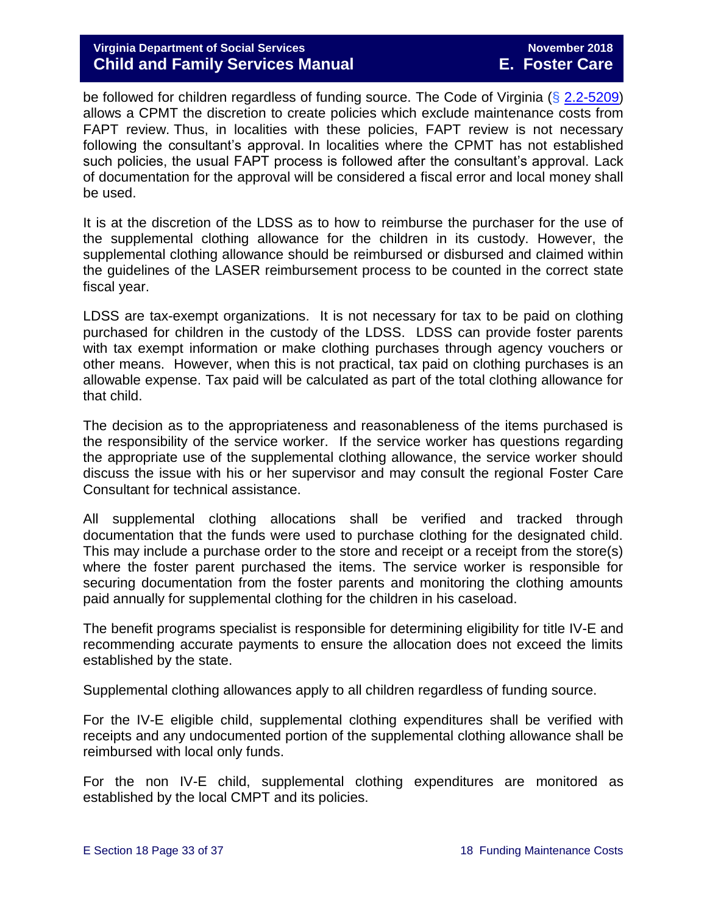be followed for children regardless of funding source. The Code of Virginia (§ 2.2-5209) allows a CPMT the discretion to create policies which exclude maintenance costs from FAPT review. Thus, in localities with these policies, FAPT review is not necessary following the consultant's approval. In localities where the CPMT has not established such policies, the usual FAPT process is followed after the consultant's approval. Lack of documentation for the approval will be considered a fiscal error and local money shall be used.

It is at the discretion of the LDSS as to how to reimburse the purchaser for the use of the supplemental clothing allowance for the children in its custody. However, the supplemental clothing allowance should be reimbursed or disbursed and claimed within the guidelines of the LASER reimbursement process to be counted in the correct state fiscal year.

LDSS are tax-exempt organizations. It is not necessary for tax to be paid on clothing purchased for children in the custody of the LDSS. LDSS can provide foster parents with tax exempt information or make clothing purchases through agency vouchers or other means. However, when this is not practical, tax paid on clothing purchases is an allowable expense. Tax paid will be calculated as part of the total clothing allowance for that child.

The decision as to the appropriateness and reasonableness of the items purchased is the responsibility of the service worker. If the service worker has questions regarding the appropriate use of the supplemental clothing allowance, the service worker should discuss the issue with his or her supervisor and may consult the regional Foster Care Consultant for technical assistance.

All supplemental clothing allocations shall be verified and tracked through documentation that the funds were used to purchase clothing for the designated child. This may include a purchase order to the store and receipt or a receipt from the store(s) where the foster parent purchased the items. The service worker is responsible for securing documentation from the foster parents and monitoring the clothing amounts paid annually for supplemental clothing for the children in his caseload.

The benefit programs specialist is responsible for determining eligibility for title IV-E and recommending accurate payments to ensure the allocation does not exceed the limits established by the state.

Supplemental clothing allowances apply to all children regardless of funding source.

For the IV-E eligible child, supplemental clothing expenditures shall be verified with receipts and any undocumented portion of the supplemental clothing allowance shall be reimbursed with local only funds.

For the non IV-E child, supplemental clothing expenditures are monitored as established by the local CMPT and its policies.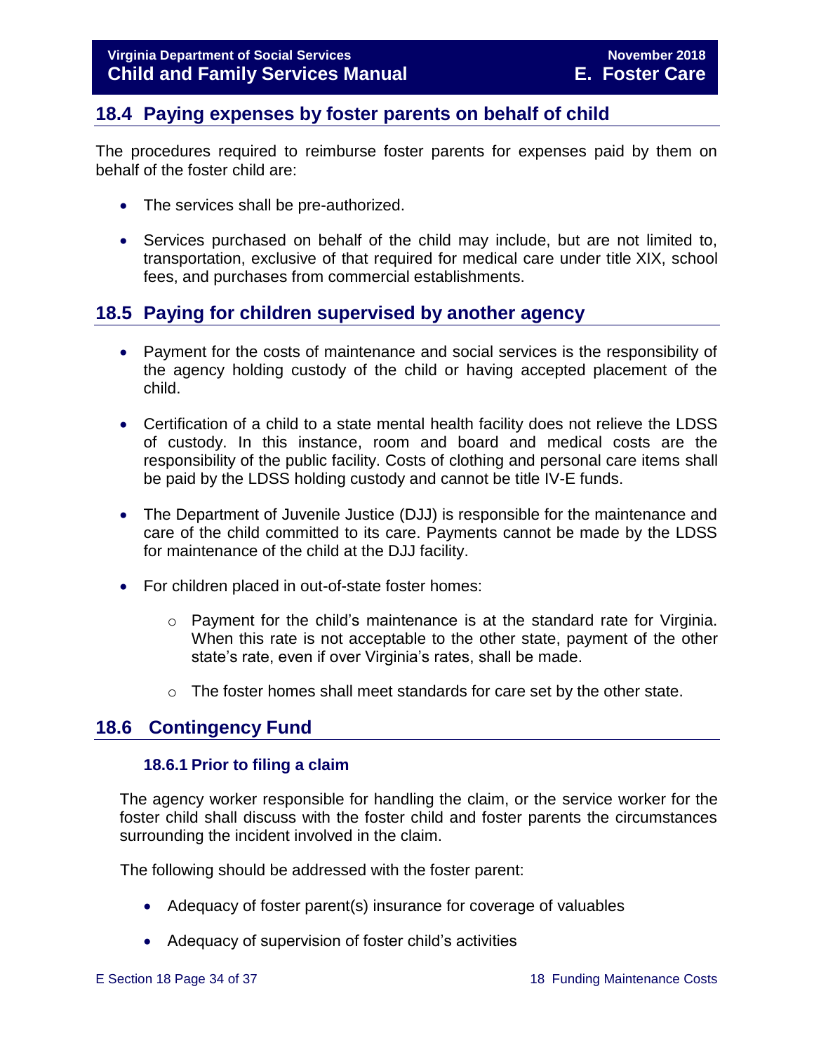## 18.4 Paying expenses by foster parents on behalf of child

The procedures required to reimburse foster parents for expenses paid by them on behalf of the foster child are:

- The services shall be pre-authorized.
- Services purchased on behalf of the child may include, but are not limited to, transportation, exclusive of that required for medical care under title XIX, school fees, and purchases from commercial establishments.

## 18.5 Paying for children supervised by another agency

- Payment for the costs of maintenance and social services is the responsibility of the agency holding custody of the child or having accepted placement of the child.
- Certification of a child to a state mental health facility does not relieve the LDSS of custody. In this instance, room and board and medical costs are the responsibility of the public facility. Costs of clothing and personal care items shall be paid by the LDSS holding custody and cannot be title IV-E funds.
- The Department of Juvenile Justice (DJJ) is responsible for the maintenance and care of the child committed to its care. Payments cannot be made by the LDSS for maintenance of the child at the DJJ facility.
- For children placed in out-of-state foster homes:
    - Payment for the child's maintenance is at the standard rate for Virginia. When this rate is not acceptable to the other state, payment of the other state's rate, even if over Virginia's rates, shall be made.
    - The foster homes shall meet standards for care set by the other state.

## 18.6 Contingency Fund

### 18.6.1 Prior to filing a claim

The agency worker responsible for handling the claim, or the service worker for the foster child shall discuss with the foster child and foster parents the circumstances surrounding the incident involved in the claim.

The following should be addressed with the foster parent:

- Adequacy of foster parent(s) insurance for coverage of valuables
- Adequacy of supervision of foster child's activities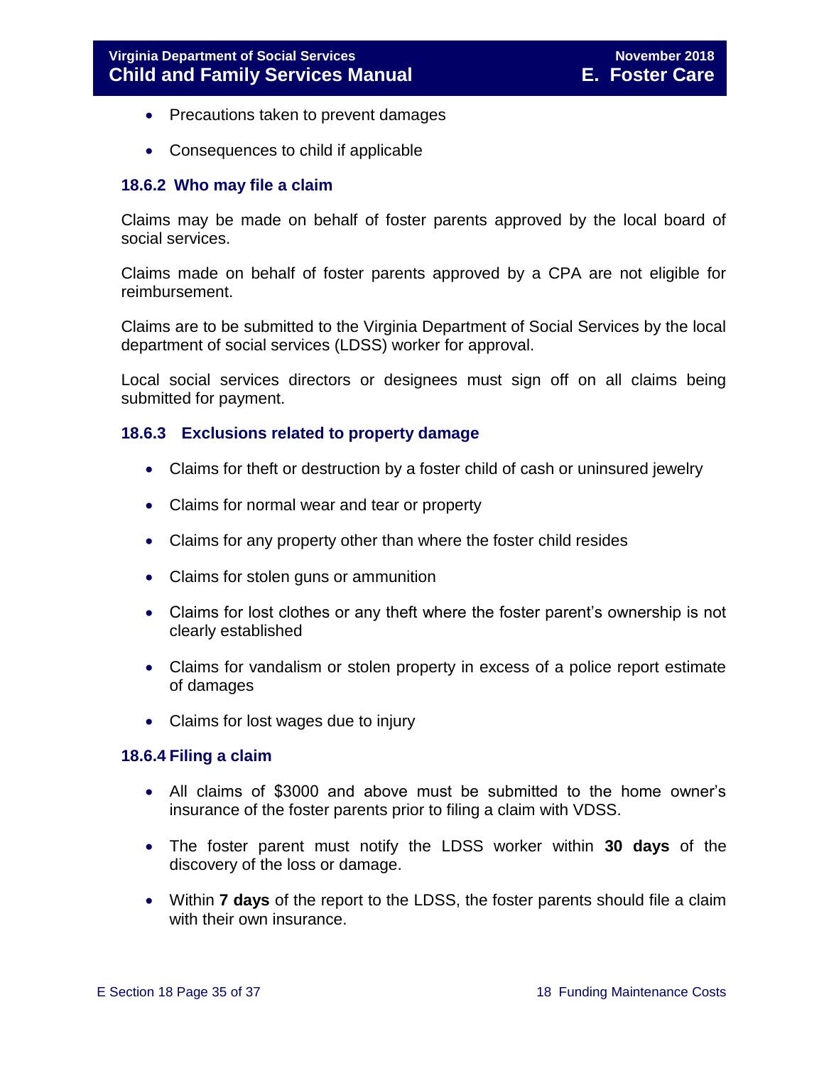- Precautions taken to prevent damages
- Consequences to child if applicable

### 18.6.2 Who may file a claim

Claims may be made on behalf of foster parents approved by the local board of social services.

Claims made on behalf of foster parents approved by a CPA are not eligible for reimbursement.

Claims are to be submitted to the Virginia Department of Social Services by the local department of social services (LDSS) worker for approval.

Local social services directors or designees must sign off on all claims being submitted for payment.

### 18.6.3 Exclusions related to property damage

- Claims for theft or destruction by a foster child of cash or uninsured jewelry
- Claims for normal wear and tear or property
- Claims for any property other than where the foster child resides
- Claims for stolen guns or ammunition
- Claims for lost clothes or any theft where the foster parent's ownership is not clearly established
- Claims for vandalism or stolen property in excess of a police report estimate of damages
- Claims for lost wages due to injury

### 18.6.4 Filing a claim

- All claims of $3000 and above must be submitted to the home owner's insurance of the foster parents prior to filing a claim with VDSS.
- The foster parent must notify the LDSS worker within **30 days** of the discovery of the loss or damage.
- Within **7 days** of the report to the LDSS, the foster parents should file a claim with their own insurance.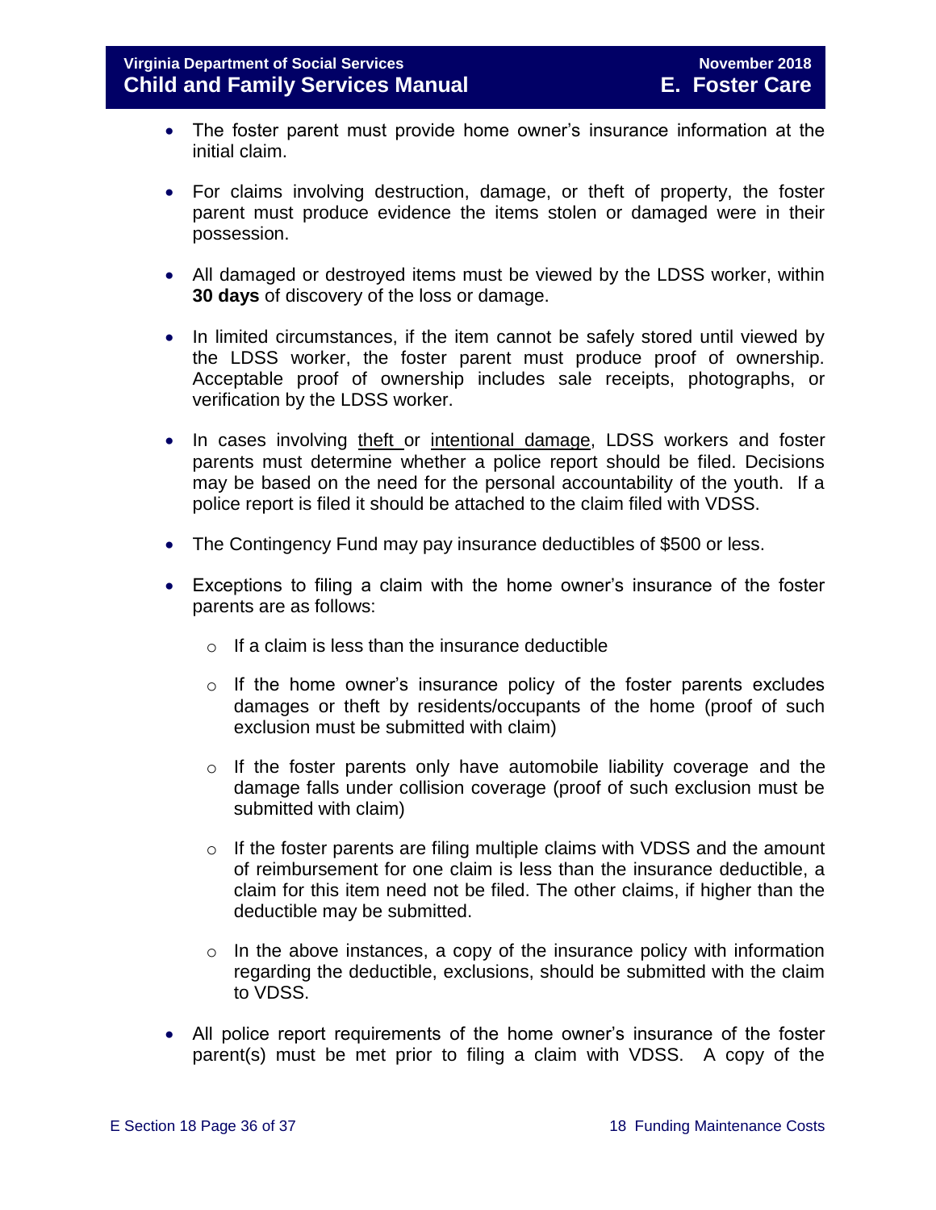- The foster parent must provide home owner's insurance information at the initial claim.

- For claims involving destruction, damage, or theft of property, the foster parent must produce evidence the items stolen or damaged were in their possession.

- All damaged or destroyed items must be viewed by the LDSS worker, within **30 days** of discovery of the loss or damage.

- In limited circumstances, if the item cannot be safely stored until viewed by the LDSS worker, the foster parent must produce proof of ownership. Acceptable proof of ownership includes sale receipts, photographs, or verification by the LDSS worker.

- In cases involving theft or intentional damage, LDSS workers and foster parents must determine whether a police report should be filed. Decisions may be based on the need for the personal accountability of the youth. If a police report is filed it should be attached to the claim filed with VDSS.

- The Contingency Fund may pay insurance deductibles of $500 or less.

- Exceptions to filing a claim with the home owner's insurance of the foster parents are as follows:

  - If a claim is less than the insurance deductible

  - If the home owner's insurance policy of the foster parents excludes damages or theft by residents/occupants of the home (proof of such exclusion must be submitted with claim)

  - If the foster parents only have automobile liability coverage and the damage falls under collision coverage (proof of such exclusion must be submitted with claim)

  - If the foster parents are filing multiple claims with VDSS and the amount of reimbursement for one claim is less than the insurance deductible, a claim for this item need not be filed. The other claims, if higher than the deductible may be submitted.

  - In the above instances, a copy of the insurance policy with information regarding the deductible, exclusions, should be submitted with the claim to VDSS.

- All police report requirements of the home owner's insurance of the foster parent(s) must be met prior to filing a claim with VDSS. A copy of the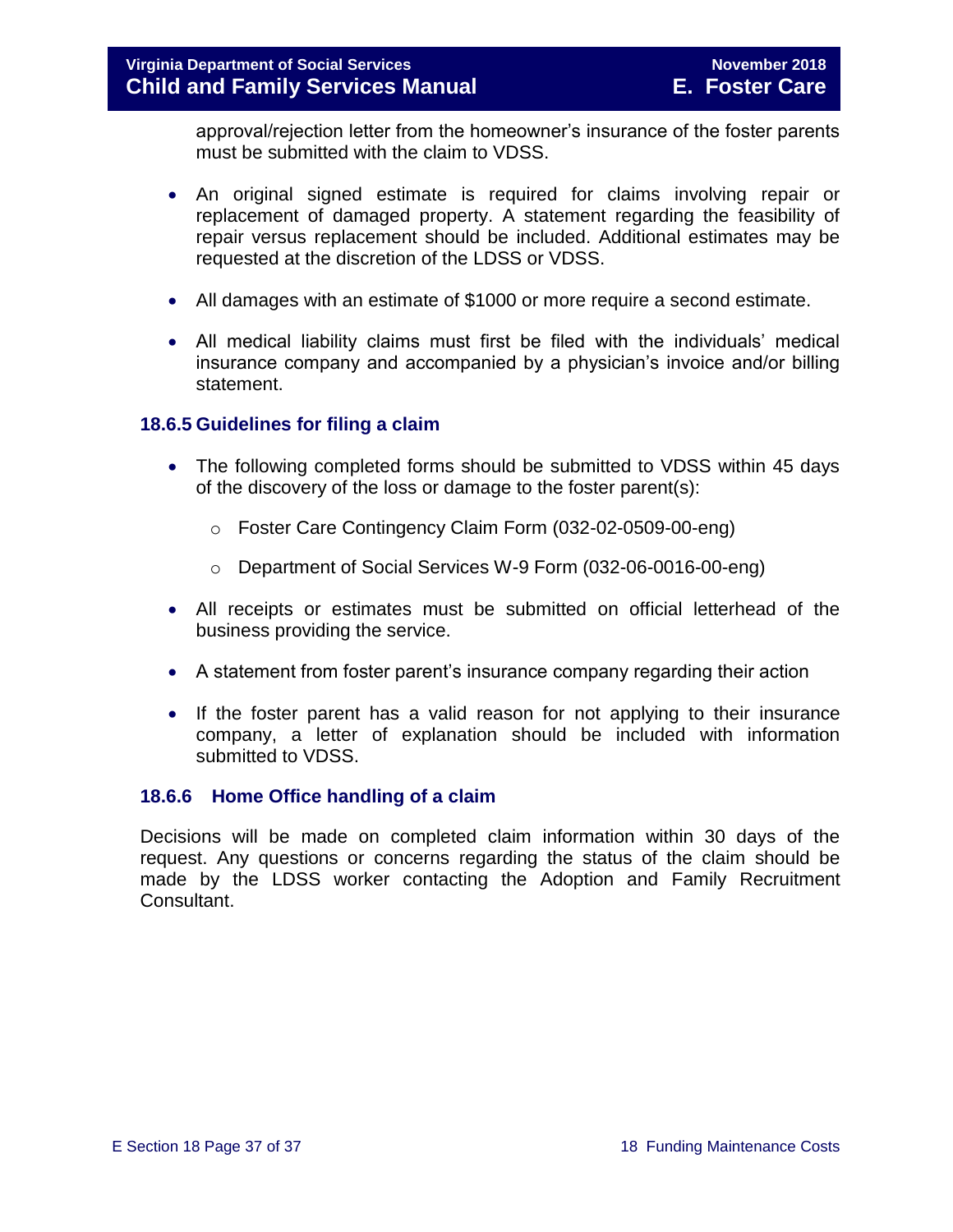approval/rejection letter from the homeowner's insurance of the foster parents must be submitted with the claim to VDSS.

- An original signed estimate is required for claims involving repair or replacement of damaged property. A statement regarding the feasibility of repair versus replacement should be included. Additional estimates may be requested at the discretion of the LDSS or VDSS.
- All damages with an estimate of $1000 or more require a second estimate.
- All medical liability claims must first be filed with the individuals' medical insurance company and accompanied by a physician's invoice and/or billing statement.

### 18.6.5 Guidelines for filing a claim

- The following completed forms should be submitted to VDSS within 45 days of the discovery of the loss or damage to the foster parent(s):
  - Foster Care Contingency Claim Form (032-02-0509-00-eng)
  - Department of Social Services W-9 Form (032-06-0016-00-eng)
- All receipts or estimates must be submitted on official letterhead of the business providing the service.
- A statement from foster parent's insurance company regarding their action
- If the foster parent has a valid reason for not applying to their insurance company, a letter of explanation should be included with information submitted to VDSS.

### 18.6.6 Home Office handling of a claim

Decisions will be made on completed claim information within 30 days of the request. Any questions or concerns regarding the status of the claim should be made by the LDSS worker contacting the Adoption and Family Recruitment Consultant.